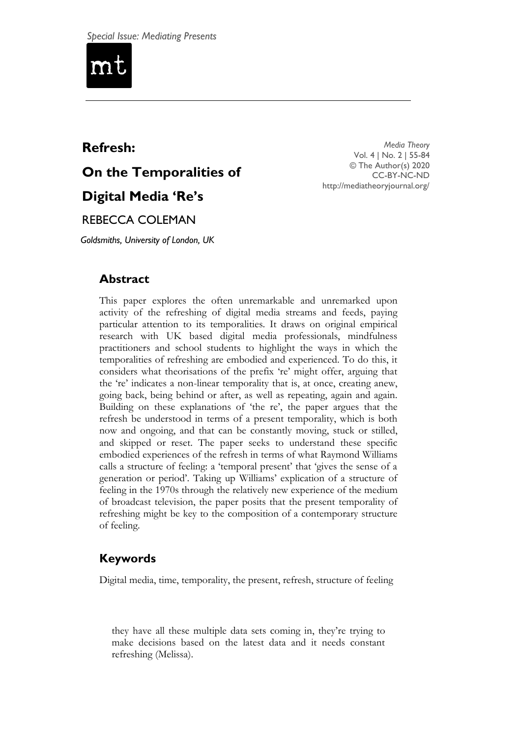*Special Issue: Mediating Presents*

mt

# Refresh: On the Temporalities of Digital Media 'Re's

*Media Theory*
Vol. 4 | No. 2 | 55-84
© The Author(s) 2020
CC-BY-NC-ND
http://mediatheoryjournal.org/

REBECCA COLEMAN

*Goldsmiths, University of London, UK*

## Abstract

This paper explores the often unremarkable and unremarked upon activity of the refreshing of digital media streams and feeds, paying particular attention to its temporalities. It draws on original empirical research with UK based digital media professionals, mindfulness practitioners and school students to highlight the ways in which the temporalities of refreshing are embodied and experienced. To do this, it considers what theorisations of the prefix 're' might offer, arguing that the 're' indicates a non-linear temporality that is, at once, creating anew, going back, being behind or after, as well as repeating, again and again. Building on these explanations of 'the re', the paper argues that the refresh be understood in terms of a present temporality, which is both now and ongoing, and that can be constantly moving, stuck or stilled, and skipped or reset. The paper seeks to understand these specific embodied experiences of the refresh in terms of what Raymond Williams calls a structure of feeling: a 'temporal present' that 'gives the sense of a generation or period'. Taking up Williams' explication of a structure of feeling in the 1970s through the relatively new experience of the medium of broadcast television, the paper posits that the present temporality of refreshing might be key to the composition of a contemporary structure of feeling.

## Keywords

Digital media, time, temporality, the present, refresh, structure of feeling

> they have all these multiple data sets coming in, they're trying to make decisions based on the latest data and it needs constant refreshing (Melissa).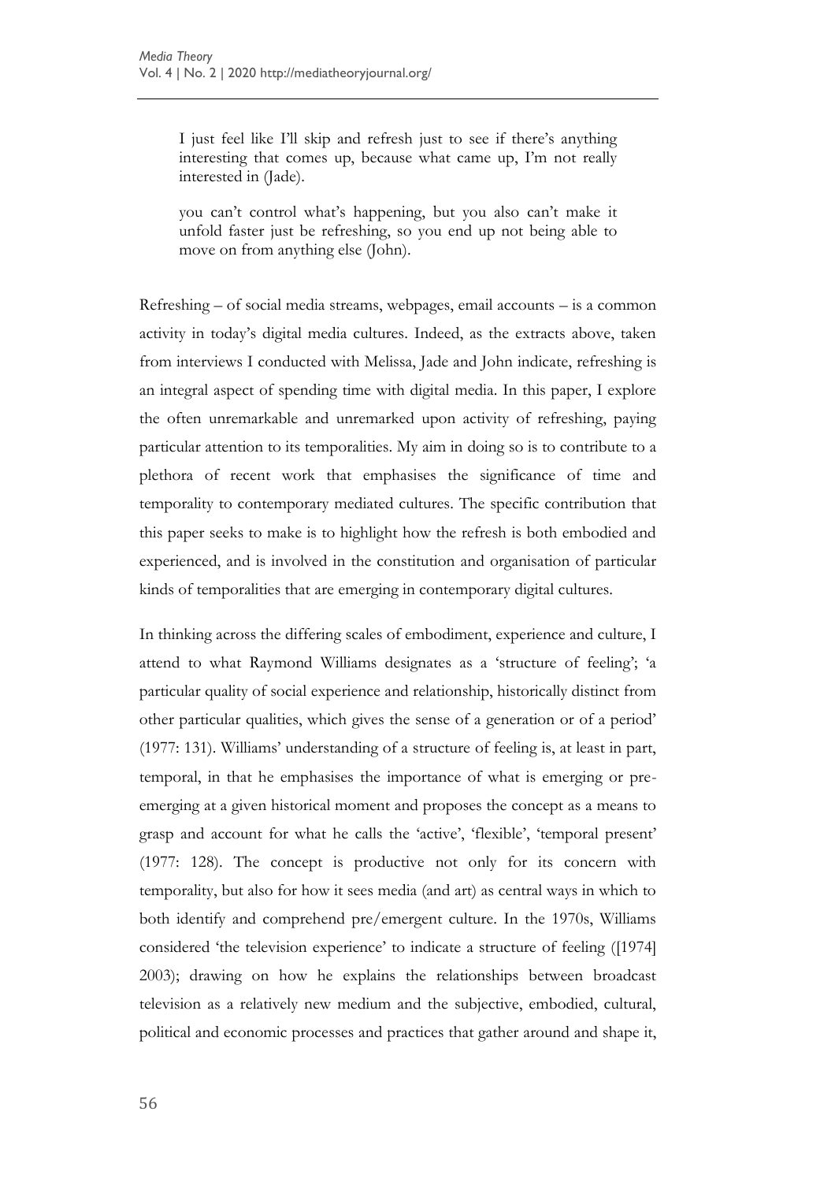> I just feel like I'll skip and refresh just to see if there's anything interesting that comes up, because what came up, I'm not really interested in (Jade).

> you can't control what's happening, but you also can't make it unfold faster just be refreshing, so you end up not being able to move on from anything else (John).

Refreshing – of social media streams, webpages, email accounts – is a common activity in today's digital media cultures. Indeed, as the extracts above, taken from interviews I conducted with Melissa, Jade and John indicate, refreshing is an integral aspect of spending time with digital media. In this paper, I explore the often unremarkable and unremarked upon activity of refreshing, paying particular attention to its temporalities. My aim in doing so is to contribute to a plethora of recent work that emphasises the significance of time and temporality to contemporary mediated cultures. The specific contribution that this paper seeks to make is to highlight how the refresh is both embodied and experienced, and is involved in the constitution and organisation of particular kinds of temporalities that are emerging in contemporary digital cultures.

In thinking across the differing scales of embodiment, experience and culture, I attend to what Raymond Williams designates as a 'structure of feeling'; 'a particular quality of social experience and relationship, historically distinct from other particular qualities, which gives the sense of a generation or of a period' (1977: 131). Williams' understanding of a structure of feeling is, at least in part, temporal, in that he emphasises the importance of what is emerging or pre-emerging at a given historical moment and proposes the concept as a means to grasp and account for what he calls the 'active', 'flexible', 'temporal present' (1977: 128). The concept is productive not only for its concern with temporality, but also for how it sees media (and art) as central ways in which to both identify and comprehend pre/emergent culture. In the 1970s, Williams considered 'the television experience' to indicate a structure of feeling ([1974] 2003); drawing on how he explains the relationships between broadcast television as a relatively new medium and the subjective, embodied, cultural, political and economic processes and practices that gather around and shape it,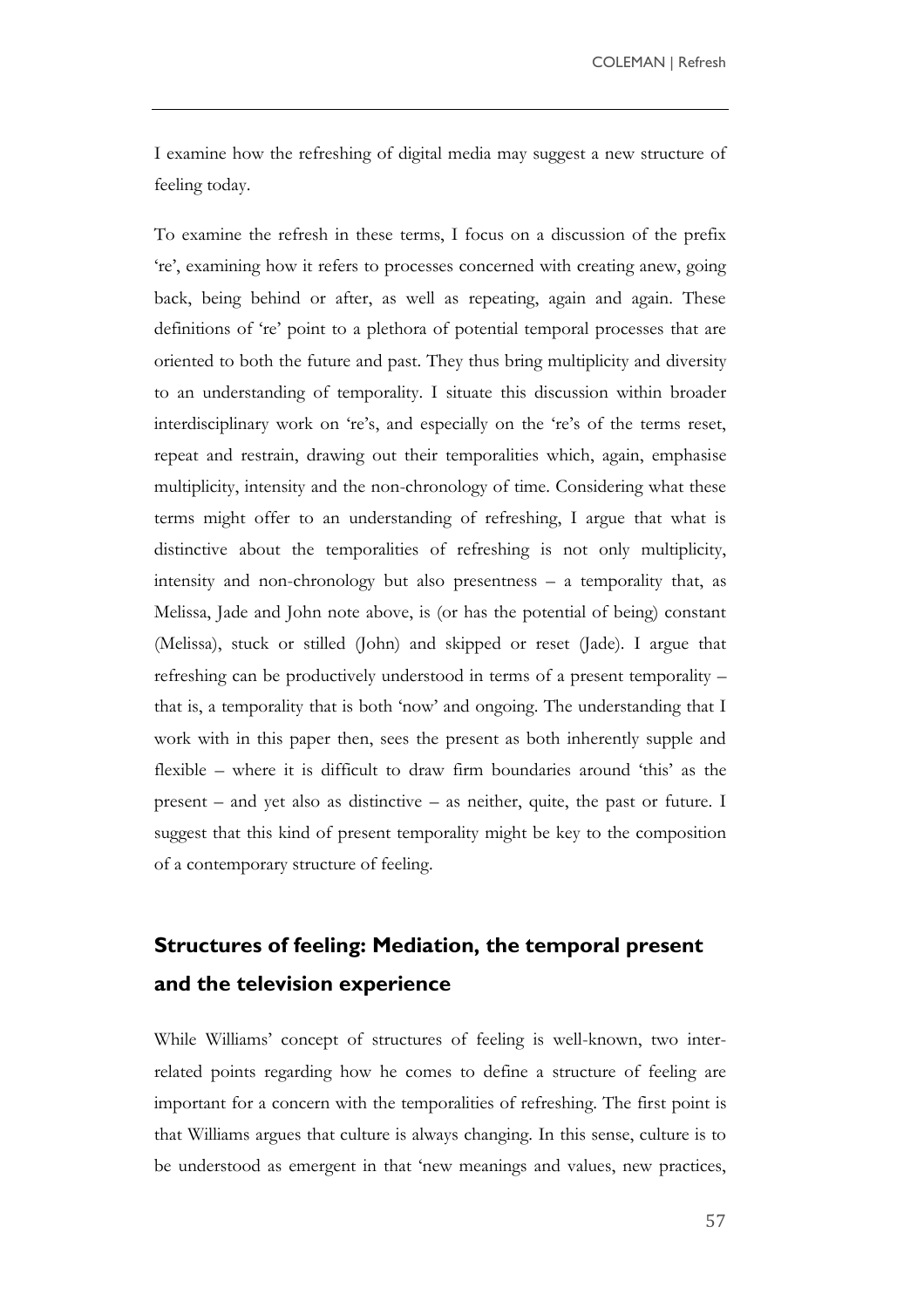I examine how the refreshing of digital media may suggest a new structure of feeling today.

To examine the refresh in these terms, I focus on a discussion of the prefix 're', examining how it refers to processes concerned with creating anew, going back, being behind or after, as well as repeating, again and again. These definitions of 're' point to a plethora of potential temporal processes that are oriented to both the future and past. They thus bring multiplicity and diversity to an understanding of temporality. I situate this discussion within broader interdisciplinary work on 're's, and especially on the 're's of the terms reset, repeat and restrain, drawing out their temporalities which, again, emphasise multiplicity, intensity and the non-chronology of time. Considering what these terms might offer to an understanding of refreshing, I argue that what is distinctive about the temporalities of refreshing is not only multiplicity, intensity and non-chronology but also presentness – a temporality that, as Melissa, Jade and John note above, is (or has the potential of being) constant (Melissa), stuck or stilled (John) and skipped or reset (Jade). I argue that refreshing can be productively understood in terms of a present temporality – that is, a temporality that is both 'now' and ongoing. The understanding that I work with in this paper then, sees the present as both inherently supple and flexible – where it is difficult to draw firm boundaries around 'this' as the present – and yet also as distinctive – as neither, quite, the past or future. I suggest that this kind of present temporality might be key to the composition of a contemporary structure of feeling.

## Structures of feeling: Mediation, the temporal present and the television experience

While Williams' concept of structures of feeling is well-known, two inter-related points regarding how he comes to define a structure of feeling are important for a concern with the temporalities of refreshing. The first point is that Williams argues that culture is always changing. In this sense, culture is to be understood as emergent in that 'new meanings and values, new practices,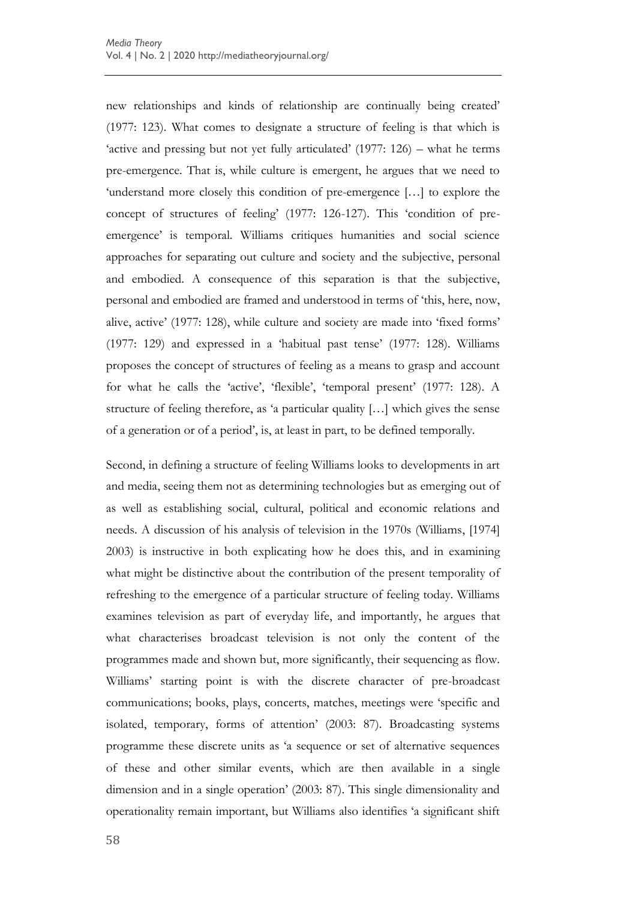new relationships and kinds of relationship are continually being created' (1977: 123). What comes to designate a structure of feeling is that which is 'active and pressing but not yet fully articulated' (1977: 126) – what he terms pre-emergence. That is, while culture is emergent, he argues that we need to 'understand more closely this condition of pre-emergence […] to explore the concept of structures of feeling' (1977: 126-127). This 'condition of pre-emergence' is temporal. Williams critiques humanities and social science approaches for separating out culture and society and the subjective, personal and embodied. A consequence of this separation is that the subjective, personal and embodied are framed and understood in terms of 'this, here, now, alive, active' (1977: 128), while culture and society are made into 'fixed forms' (1977: 129) and expressed in a 'habitual past tense' (1977: 128). Williams proposes the concept of structures of feeling as a means to grasp and account for what he calls the 'active', 'flexible', 'temporal present' (1977: 128). A structure of feeling therefore, as 'a particular quality […] which gives the sense of a generation or of a period', is, at least in part, to be defined temporally.

Second, in defining a structure of feeling Williams looks to developments in art and media, seeing them not as determining technologies but as emerging out of as well as establishing social, cultural, political and economic relations and needs. A discussion of his analysis of television in the 1970s (Williams, [1974] 2003) is instructive in both explicating how he does this, and in examining what might be distinctive about the contribution of the present temporality of refreshing to the emergence of a particular structure of feeling today. Williams examines television as part of everyday life, and importantly, he argues that what characterises broadcast television is not only the content of the programmes made and shown but, more significantly, their sequencing as flow. Williams' starting point is with the discrete character of pre-broadcast communications; books, plays, concerts, matches, meetings were 'specific and isolated, temporary, forms of attention' (2003: 87). Broadcasting systems programme these discrete units as 'a sequence or set of alternative sequences of these and other similar events, which are then available in a single dimension and in a single operation' (2003: 87). This single dimensionality and operationality remain important, but Williams also identifies 'a significant shift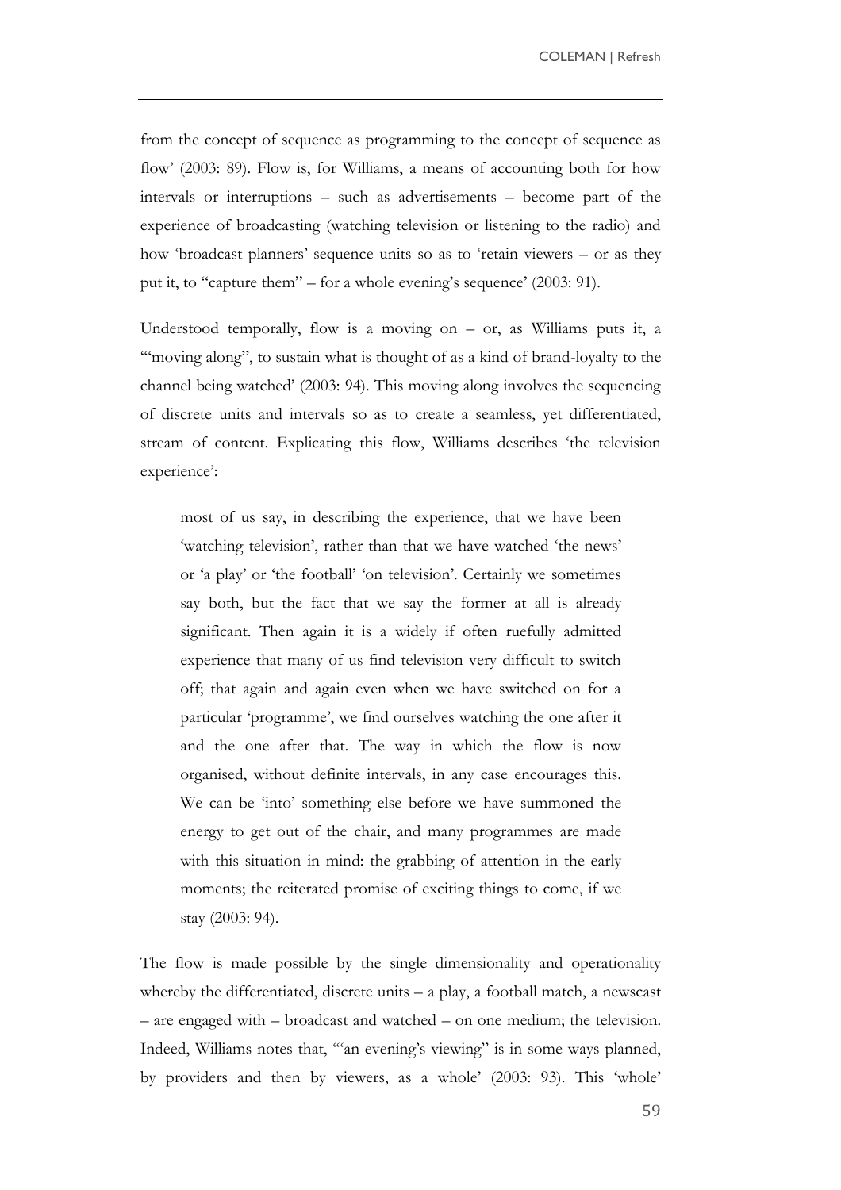from the concept of sequence as programming to the concept of sequence as flow' (2003: 89). Flow is, for Williams, a means of accounting both for how intervals or interruptions – such as advertisements – become part of the experience of broadcasting (watching television or listening to the radio) and how 'broadcast planners' sequence units so as to 'retain viewers – or as they put it, to "capture them" – for a whole evening's sequence' (2003: 91).

Understood temporally, flow is a moving on – or, as Williams puts it, a '"moving along", to sustain what is thought of as a kind of brand-loyalty to the channel being watched' (2003: 94). This moving along involves the sequencing of discrete units and intervals so as to create a seamless, yet differentiated, stream of content. Explicating this flow, Williams describes 'the television experience':

> most of us say, in describing the experience, that we have been 'watching television', rather than that we have watched 'the news' or 'a play' or 'the football' 'on television'. Certainly we sometimes say both, but the fact that we say the former at all is already significant. Then again it is a widely if often ruefully admitted experience that many of us find television very difficult to switch off; that again and again even when we have switched on for a particular 'programme', we find ourselves watching the one after it and the one after that. The way in which the flow is now organised, without definite intervals, in any case encourages this. We can be 'into' something else before we have summoned the energy to get out of the chair, and many programmes are made with this situation in mind: the grabbing of attention in the early moments; the reiterated promise of exciting things to come, if we stay (2003: 94).

The flow is made possible by the single dimensionality and operationality whereby the differentiated, discrete units – a play, a football match, a newscast – are engaged with – broadcast and watched – on one medium; the television. Indeed, Williams notes that, '"an evening's viewing" is in some ways planned, by providers and then by viewers, as a whole' (2003: 93). This 'whole'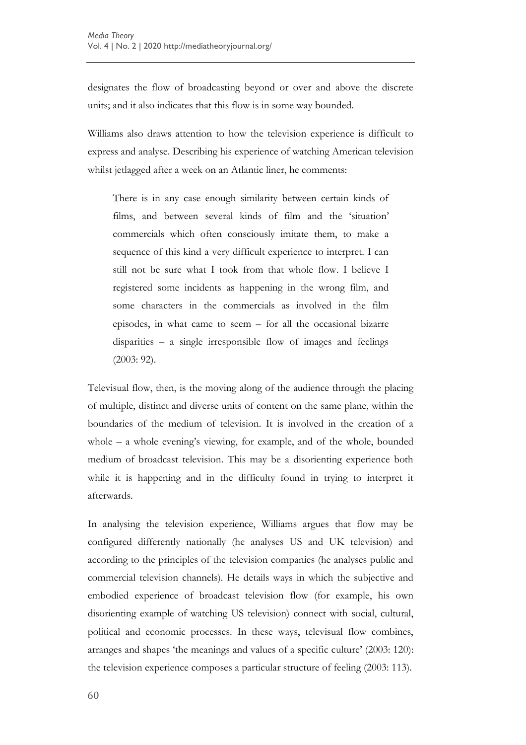designates the flow of broadcasting beyond or over and above the discrete units; and it also indicates that this flow is in some way bounded.

Williams also draws attention to how the television experience is difficult to express and analyse. Describing his experience of watching American television whilst jetlagged after a week on an Atlantic liner, he comments:

> There is in any case enough similarity between certain kinds of films, and between several kinds of film and the 'situation' commercials which often consciously imitate them, to make a sequence of this kind a very difficult experience to interpret. I can still not be sure what I took from that whole flow. I believe I registered some incidents as happening in the wrong film, and some characters in the commercials as involved in the film episodes, in what came to seem – for all the occasional bizarre disparities – a single irresponsible flow of images and feelings (2003: 92).

Televisual flow, then, is the moving along of the audience through the placing of multiple, distinct and diverse units of content on the same plane, within the boundaries of the medium of television. It is involved in the creation of a whole – a whole evening's viewing, for example, and of the whole, bounded medium of broadcast television. This may be a disorienting experience both while it is happening and in the difficulty found in trying to interpret it afterwards.

In analysing the television experience, Williams argues that flow may be configured differently nationally (he analyses US and UK television) and according to the principles of the television companies (he analyses public and commercial television channels). He details ways in which the subjective and embodied experience of broadcast television flow (for example, his own disorienting example of watching US television) connect with social, cultural, political and economic processes. In these ways, televisual flow combines, arranges and shapes 'the meanings and values of a specific culture' (2003: 120): the television experience composes a particular structure of feeling (2003: 113).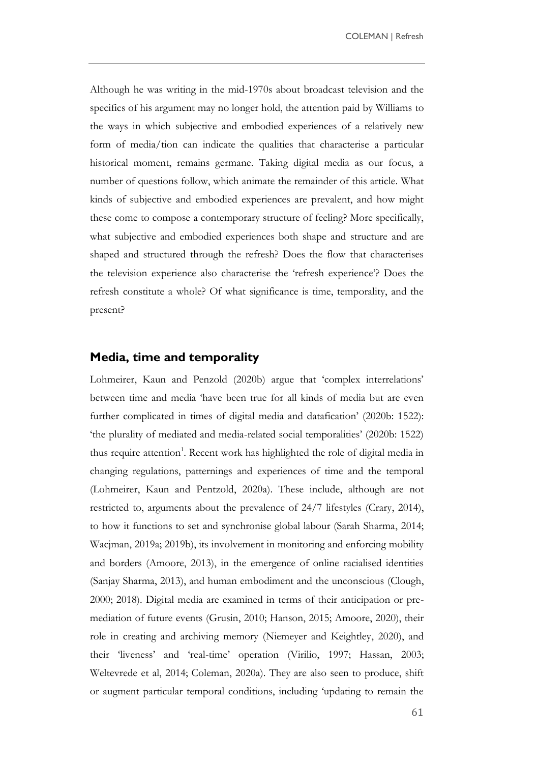Although he was writing in the mid-1970s about broadcast television and the specifics of his argument may no longer hold, the attention paid by Williams to the ways in which subjective and embodied experiences of a relatively new form of media/tion can indicate the qualities that characterise a particular historical moment, remains germane. Taking digital media as our focus, a number of questions follow, which animate the remainder of this article. What kinds of subjective and embodied experiences are prevalent, and how might these come to compose a contemporary structure of feeling? More specifically, what subjective and embodied experiences both shape and structure and are shaped and structured through the refresh? Does the flow that characterises the television experience also characterise the 'refresh experience'? Does the refresh constitute a whole? Of what significance is time, temporality, and the present?

## Media, time and temporality

Lohmeirer, Kaun and Penzold (2020b) argue that 'complex interrelations' between time and media 'have been true for all kinds of media but are even further complicated in times of digital media and datafication' (2020b: 1522): 'the plurality of mediated and media-related social temporalities' (2020b: 1522) thus require attention[1]. Recent work has highlighted the role of digital media in changing regulations, patternings and experiences of time and the temporal (Lohmeirer, Kaun and Pentzold, 2020a). These include, although are not restricted to, arguments about the prevalence of 24/7 lifestyles (Crary, 2014), to how it functions to set and synchronise global labour (Sarah Sharma, 2014; Wacjman, 2019a; 2019b), its involvement in monitoring and enforcing mobility and borders (Amoore, 2013), in the emergence of online racialised identities (Sanjay Sharma, 2013), and human embodiment and the unconscious (Clough, 2000; 2018). Digital media are examined in terms of their anticipation or pre-mediation of future events (Grusin, 2010; Hanson, 2015; Amoore, 2020), their role in creating and archiving memory (Niemeyer and Keightley, 2020), and their 'liveness' and 'real-time' operation (Virilio, 1997; Hassan, 2003; Weltevrede et al, 2014; Coleman, 2020a). They are also seen to produce, shift or augment particular temporal conditions, including 'updating to remain the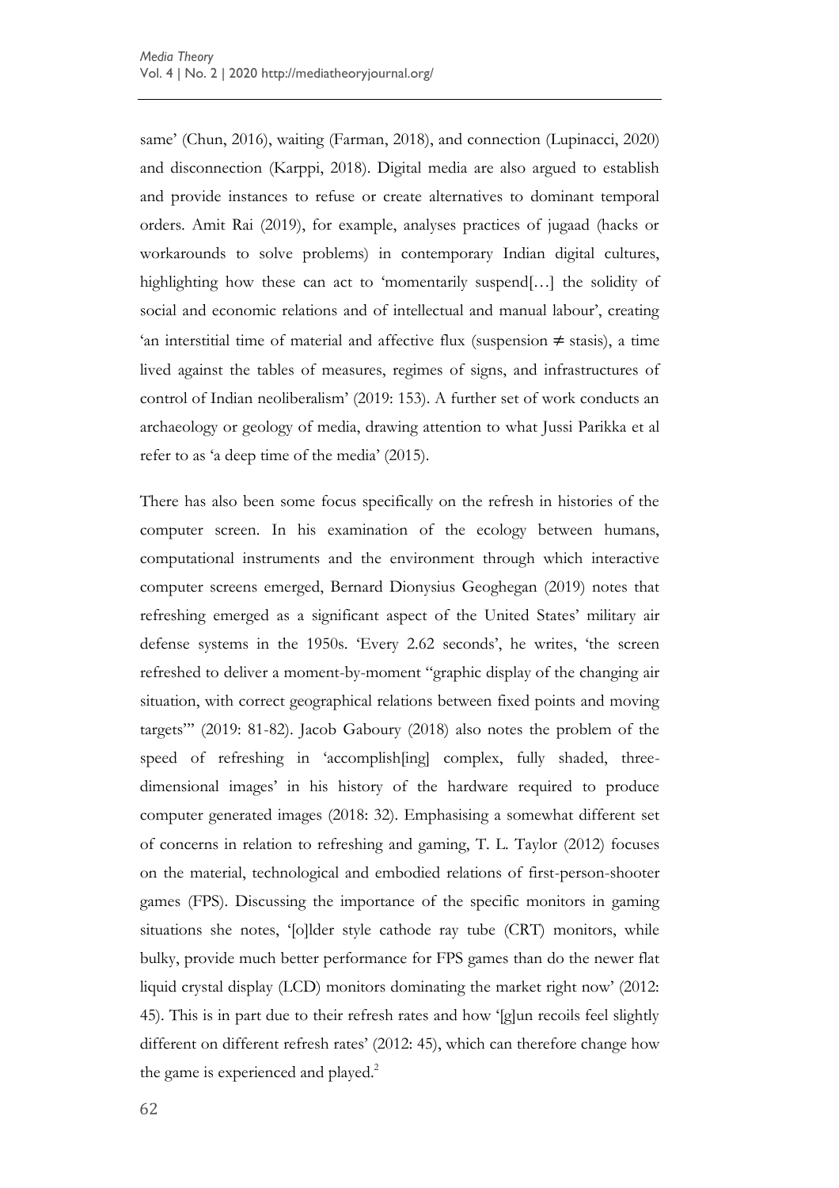same' (Chun, 2016), waiting (Farman, 2018), and connection (Lupinacci, 2020) and disconnection (Karppi, 2018). Digital media are also argued to establish and provide instances to refuse or create alternatives to dominant temporal orders. Amit Rai (2019), for example, analyses practices of jugaad (hacks or workarounds to solve problems) in contemporary Indian digital cultures, highlighting how these can act to 'momentarily suspend[…] the solidity of social and economic relations and of intellectual and manual labour', creating 'an interstitial time of material and affective flux (suspension ≠ stasis), a time lived against the tables of measures, regimes of signs, and infrastructures of control of Indian neoliberalism' (2019: 153). A further set of work conducts an archaeology or geology of media, drawing attention to what Jussi Parikka et al refer to as 'a deep time of the media' (2015).

There has also been some focus specifically on the refresh in histories of the computer screen. In his examination of the ecology between humans, computational instruments and the environment through which interactive computer screens emerged, Bernard Dionysius Geoghegan (2019) notes that refreshing emerged as a significant aspect of the United States' military air defense systems in the 1950s. 'Every 2.62 seconds', he writes, 'the screen refreshed to deliver a moment-by-moment "graphic display of the changing air situation, with correct geographical relations between fixed points and moving targets"' (2019: 81-82). Jacob Gaboury (2018) also notes the problem of the speed of refreshing in 'accomplish[ing] complex, fully shaded, three-dimensional images' in his history of the hardware required to produce computer generated images (2018: 32). Emphasising a somewhat different set of concerns in relation to refreshing and gaming, T. L. Taylor (2012) focuses on the material, technological and embodied relations of first-person-shooter games (FPS). Discussing the importance of the specific monitors in gaming situations she notes, '[o]lder style cathode ray tube (CRT) monitors, while bulky, provide much better performance for FPS games than do the newer flat liquid crystal display (LCD) monitors dominating the market right now' (2012: 45). This is in part due to their refresh rates and how '[g]un recoils feel slightly different on different refresh rates' (2012: 45), which can therefore change how the game is experienced and played.[2]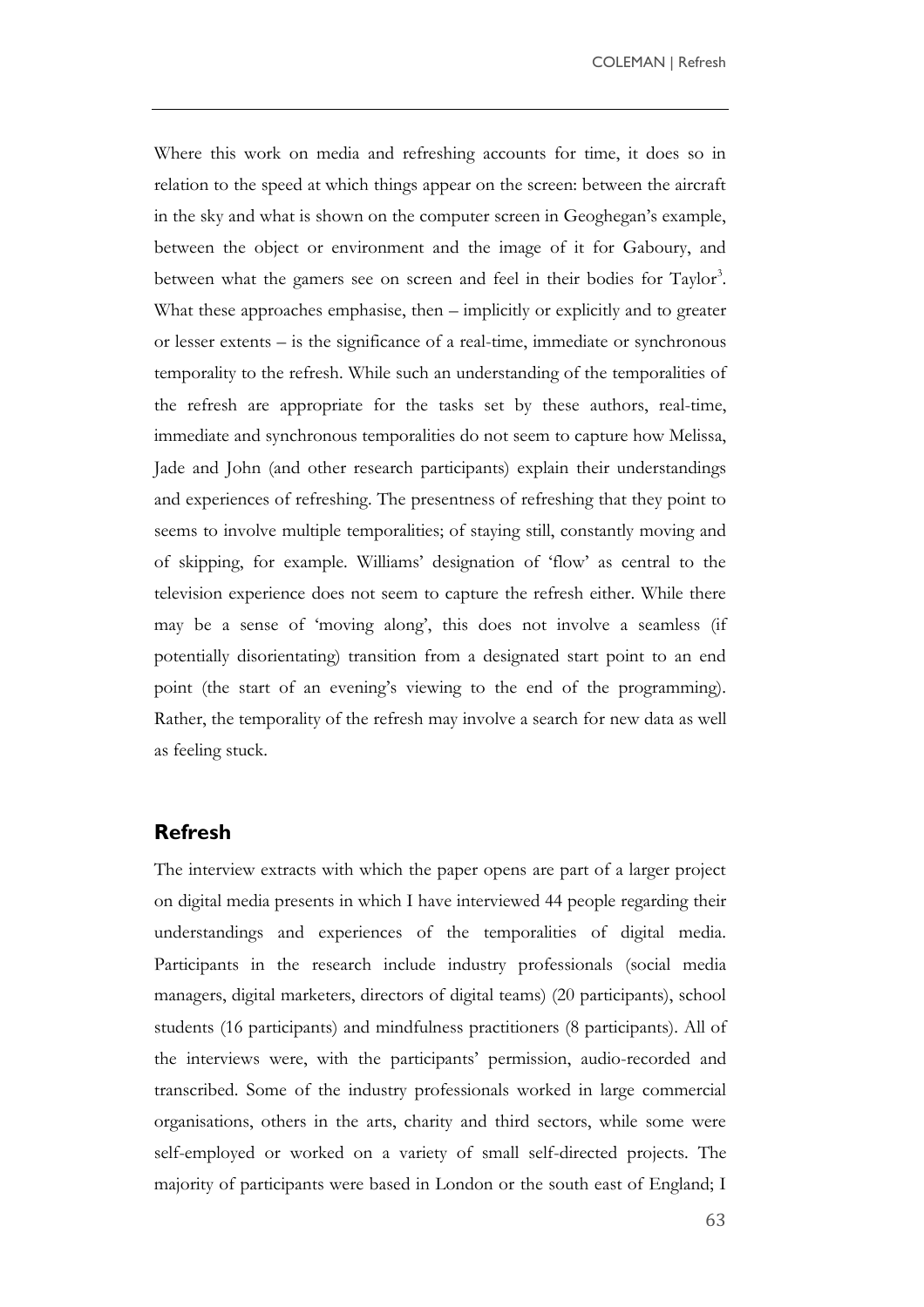Where this work on media and refreshing accounts for time, it does so in relation to the speed at which things appear on the screen: between the aircraft in the sky and what is shown on the computer screen in Geoghegan's example, between the object or environment and the image of it for Gaboury, and between what the gamers see on screen and feel in their bodies for Taylor[3]. What these approaches emphasise, then – implicitly or explicitly and to greater or lesser extents – is the significance of a real-time, immediate or synchronous temporality to the refresh. While such an understanding of the temporalities of the refresh are appropriate for the tasks set by these authors, real-time, immediate and synchronous temporalities do not seem to capture how Melissa, Jade and John (and other research participants) explain their understandings and experiences of refreshing. The presentness of refreshing that they point to seems to involve multiple temporalities; of staying still, constantly moving and of skipping, for example. Williams' designation of 'flow' as central to the television experience does not seem to capture the refresh either. While there may be a sense of 'moving along', this does not involve a seamless (if potentially disorientating) transition from a designated start point to an end point (the start of an evening's viewing to the end of the programming). Rather, the temporality of the refresh may involve a search for new data as well as feeling stuck.

## Refresh

The interview extracts with which the paper opens are part of a larger project on digital media presents in which I have interviewed 44 people regarding their understandings and experiences of the temporalities of digital media. Participants in the research include industry professionals (social media managers, digital marketers, directors of digital teams) (20 participants), school students (16 participants) and mindfulness practitioners (8 participants). All of the interviews were, with the participants' permission, audio-recorded and transcribed. Some of the industry professionals worked in large commercial organisations, others in the arts, charity and third sectors, while some were self-employed or worked on a variety of small self-directed projects. The majority of participants were based in London or the south east of England; I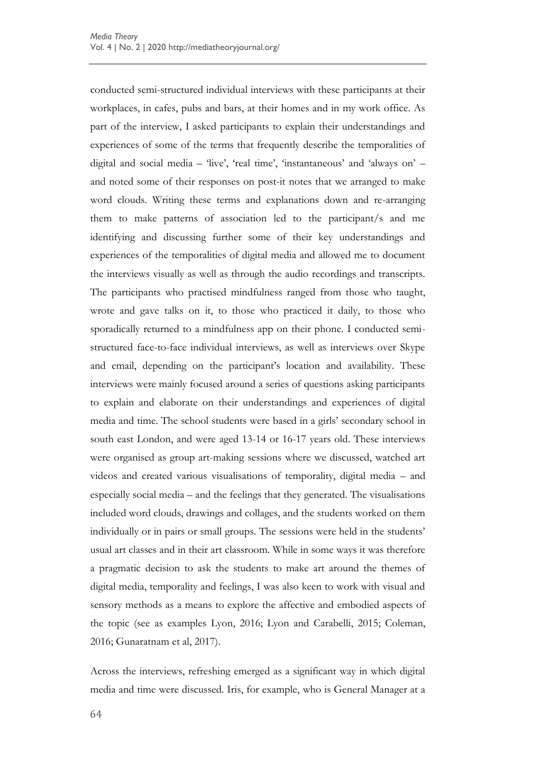conducted semi-structured individual interviews with these participants at their workplaces, in cafes, pubs and bars, at their homes and in my work office. As part of the interview, I asked participants to explain their understandings and experiences of some of the terms that frequently describe the temporalities of digital and social media – 'live', 'real time', 'instantaneous' and 'always on' – and noted some of their responses on post-it notes that we arranged to make word clouds. Writing these terms and explanations down and re-arranging them to make patterns of association led to the participant/s and me identifying and discussing further some of their key understandings and experiences of the temporalities of digital media and allowed me to document the interviews visually as well as through the audio recordings and transcripts. The participants who practised mindfulness ranged from those who taught, wrote and gave talks on it, to those who practiced it daily, to those who sporadically returned to a mindfulness app on their phone. I conducted semi-structured face-to-face individual interviews, as well as interviews over Skype and email, depending on the participant's location and availability. These interviews were mainly focused around a series of questions asking participants to explain and elaborate on their understandings and experiences of digital media and time. The school students were based in a girls' secondary school in south east London, and were aged 13-14 or 16-17 years old. These interviews were organised as group art-making sessions where we discussed, watched art videos and created various visualisations of temporality, digital media – and especially social media – and the feelings that they generated. The visualisations included word clouds, drawings and collages, and the students worked on them individually or in pairs or small groups. The sessions were held in the students' usual art classes and in their art classroom. While in some ways it was therefore a pragmatic decision to ask the students to make art around the themes of digital media, temporality and feelings, I was also keen to work with visual and sensory methods as a means to explore the affective and embodied aspects of the topic (see as examples Lyon, 2016; Lyon and Carabelli, 2015; Coleman, 2016; Gunaratnam et al, 2017).

Across the interviews, refreshing emerged as a significant way in which digital media and time were discussed. Iris, for example, who is General Manager at a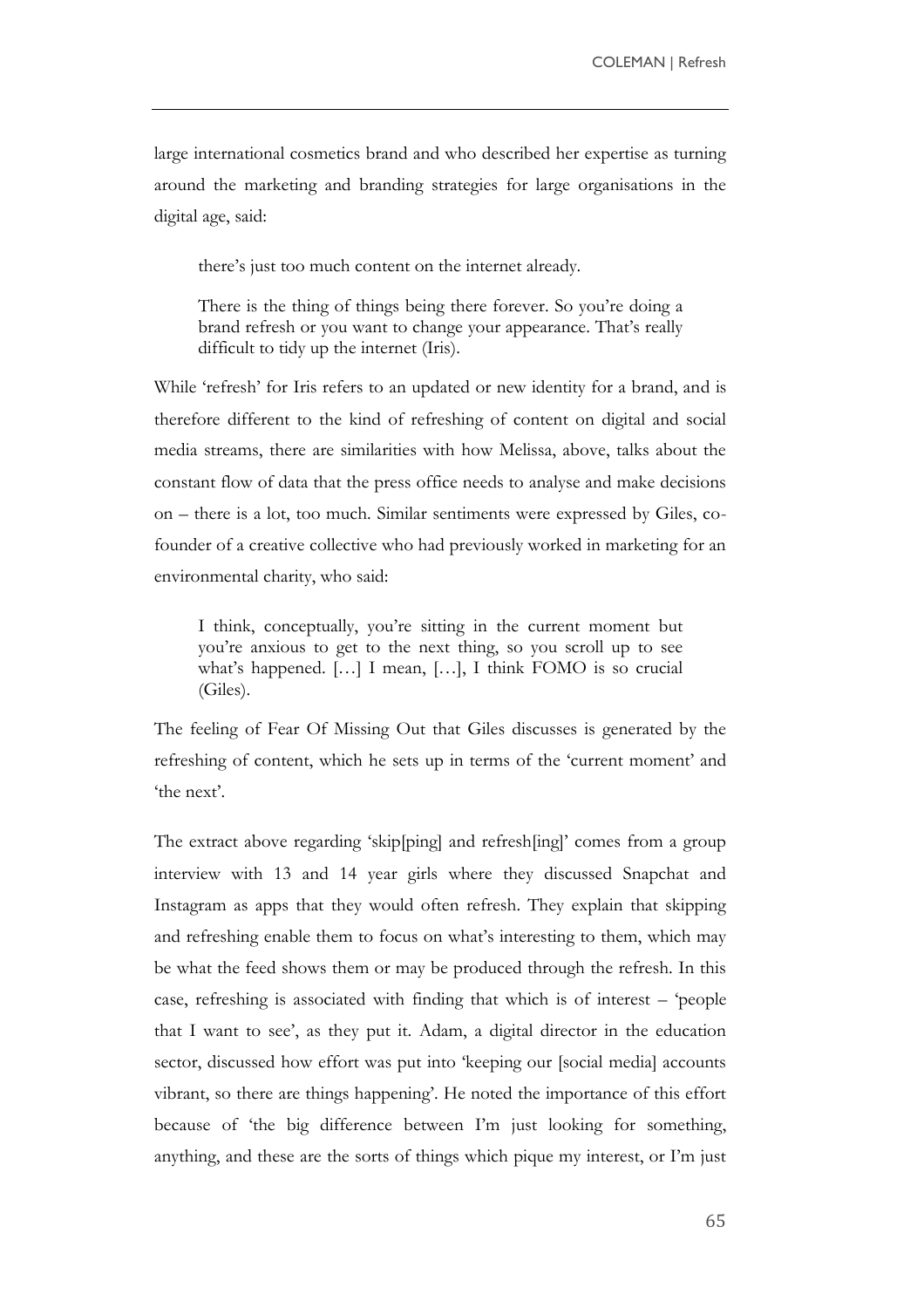large international cosmetics brand and who described her expertise as turning around the marketing and branding strategies for large organisations in the digital age, said:

> there's just too much content on the internet already.
>
> There is the thing of things being there forever. So you're doing a brand refresh or you want to change your appearance. That's really difficult to tidy up the internet (Iris).

While 'refresh' for Iris refers to an updated or new identity for a brand, and is therefore different to the kind of refreshing of content on digital and social media streams, there are similarities with how Melissa, above, talks about the constant flow of data that the press office needs to analyse and make decisions on – there is a lot, too much. Similar sentiments were expressed by Giles, co-founder of a creative collective who had previously worked in marketing for an environmental charity, who said:

> I think, conceptually, you're sitting in the current moment but you're anxious to get to the next thing, so you scroll up to see what's happened. […] I mean, […], I think FOMO is so crucial (Giles).

The feeling of Fear Of Missing Out that Giles discusses is generated by the refreshing of content, which he sets up in terms of the 'current moment' and 'the next'.

The extract above regarding 'skip[ping] and refresh[ing]' comes from a group interview with 13 and 14 year girls where they discussed Snapchat and Instagram as apps that they would often refresh. They explain that skipping and refreshing enable them to focus on what's interesting to them, which may be what the feed shows them or may be produced through the refresh. In this case, refreshing is associated with finding that which is of interest – 'people that I want to see', as they put it. Adam, a digital director in the education sector, discussed how effort was put into 'keeping our [social media] accounts vibrant, so there are things happening'. He noted the importance of this effort because of 'the big difference between I'm just looking for something, anything, and these are the sorts of things which pique my interest, or I'm just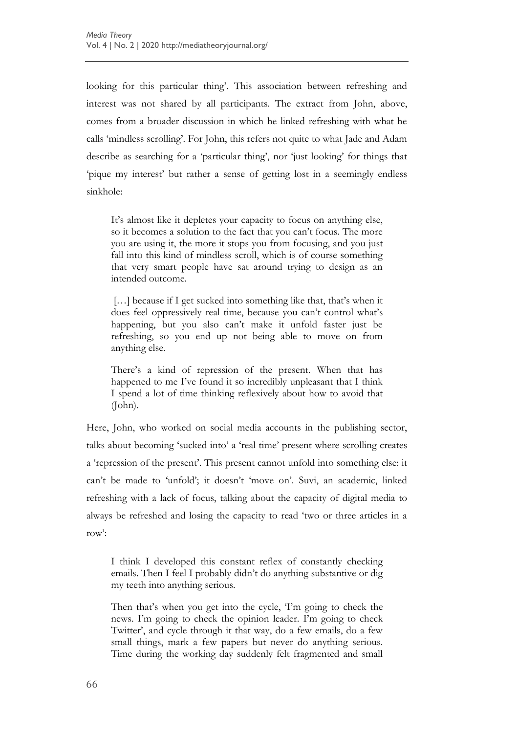looking for this particular thing'. This association between refreshing and interest was not shared by all participants. The extract from John, above, comes from a broader discussion in which he linked refreshing with what he calls 'mindless scrolling'. For John, this refers not quite to what Jade and Adam describe as searching for a 'particular thing', nor 'just looking' for things that 'pique my interest' but rather a sense of getting lost in a seemingly endless sinkhole:

> It's almost like it depletes your capacity to focus on anything else, so it becomes a solution to the fact that you can't focus. The more you are using it, the more it stops you from focusing, and you just fall into this kind of mindless scroll, which is of course something that very smart people have sat around trying to design as an intended outcome.
>
> […] because if I get sucked into something like that, that's when it does feel oppressively real time, because you can't control what's happening, but you also can't make it unfold faster just be refreshing, so you end up not being able to move on from anything else.
>
> There's a kind of repression of the present. When that has happened to me I've found it so incredibly unpleasant that I think I spend a lot of time thinking reflexively about how to avoid that (John).

Here, John, who worked on social media accounts in the publishing sector, talks about becoming 'sucked into' a 'real time' present where scrolling creates a 'repression of the present'. This present cannot unfold into something else: it can't be made to 'unfold'; it doesn't 'move on'. Suvi, an academic, linked refreshing with a lack of focus, talking about the capacity of digital media to always be refreshed and losing the capacity to read 'two or three articles in a row':

> I think I developed this constant reflex of constantly checking emails. Then I feel I probably didn't do anything substantive or dig my teeth into anything serious.
>
> Then that's when you get into the cycle, 'I'm going to check the news. I'm going to check the opinion leader. I'm going to check Twitter', and cycle through it that way, do a few emails, do a few small things, mark a few papers but never do anything serious. Time during the working day suddenly felt fragmented and small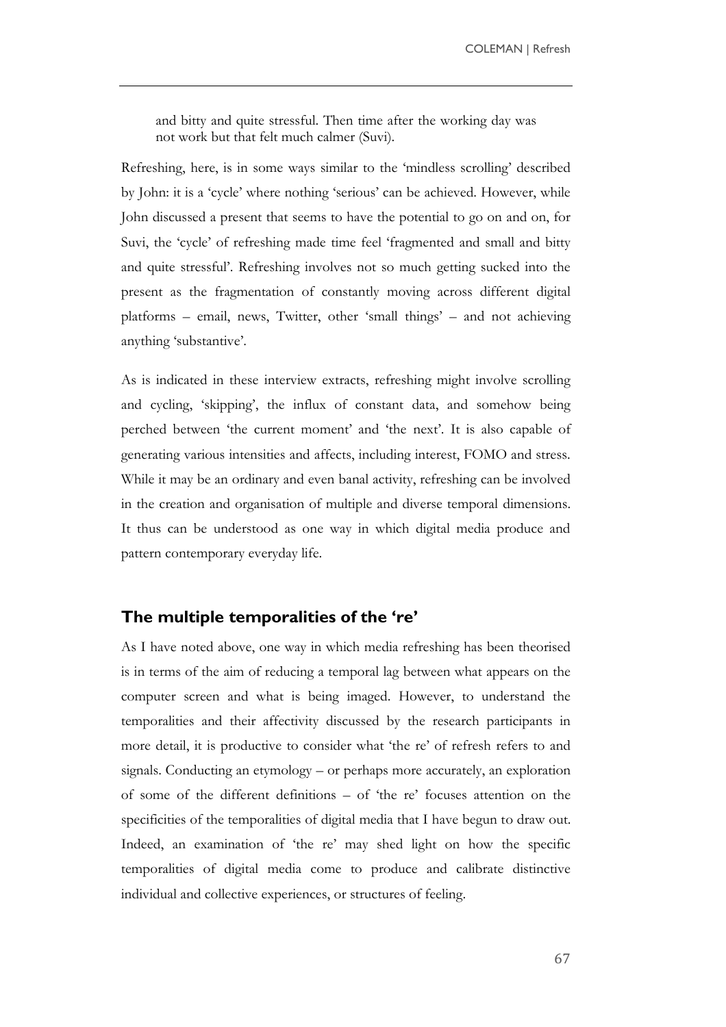> and bitty and quite stressful. Then time after the working day was not work but that felt much calmer (Suvi).

Refreshing, here, is in some ways similar to the 'mindless scrolling' described by John: it is a 'cycle' where nothing 'serious' can be achieved. However, while John discussed a present that seems to have the potential to go on and on, for Suvi, the 'cycle' of refreshing made time feel 'fragmented and small and bitty and quite stressful'. Refreshing involves not so much getting sucked into the present as the fragmentation of constantly moving across different digital platforms – email, news, Twitter, other 'small things' – and not achieving anything 'substantive'.

As is indicated in these interview extracts, refreshing might involve scrolling and cycling, 'skipping', the influx of constant data, and somehow being perched between 'the current moment' and 'the next'. It is also capable of generating various intensities and affects, including interest, FOMO and stress. While it may be an ordinary and even banal activity, refreshing can be involved in the creation and organisation of multiple and diverse temporal dimensions. It thus can be understood as one way in which digital media produce and pattern contemporary everyday life.

## The multiple temporalities of the 're'

As I have noted above, one way in which media refreshing has been theorised is in terms of the aim of reducing a temporal lag between what appears on the computer screen and what is being imaged. However, to understand the temporalities and their affectivity discussed by the research participants in more detail, it is productive to consider what 'the re' of refresh refers to and signals. Conducting an etymology – or perhaps more accurately, an exploration of some of the different definitions – of 'the re' focuses attention on the specificities of the temporalities of digital media that I have begun to draw out. Indeed, an examination of 'the re' may shed light on how the specific temporalities of digital media come to produce and calibrate distinctive individual and collective experiences, or structures of feeling.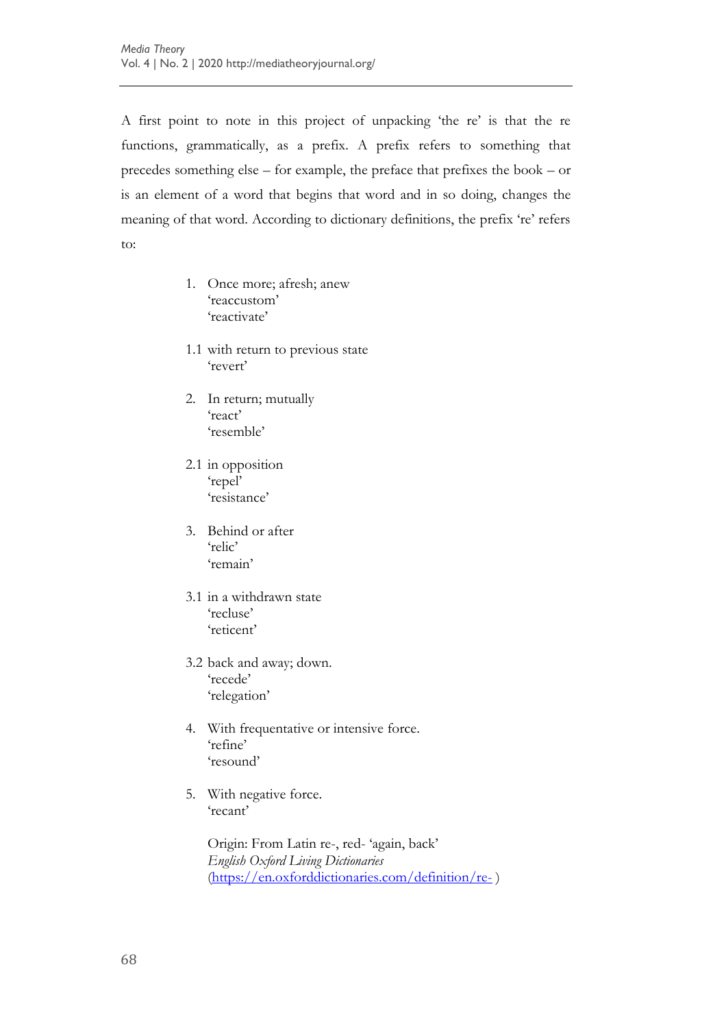A first point to note in this project of unpacking 'the re' is that the re functions, grammatically, as a prefix. A prefix refers to something that precedes something else – for example, the preface that prefixes the book – or is an element of a word that begins that word and in so doing, changes the meaning of that word. According to dictionary definitions, the prefix 're' refers to:

1. Once more; afresh; anew
   'reaccustom'
   'reactivate'

1.1 with return to previous state
   'revert'

2. In return; mutually
   'react'
   'resemble'

2.1 in opposition
   'repel'
   'resistance'

3. Behind or after
   'relic'
   'remain'

3.1 in a withdrawn state
   'recluse'
   'reticent'

3.2 back and away; down.
   'recede'
   'relegation'

4. With frequentative or intensive force.
   'refine'
   'resound'

5. With negative force.
   'recant'

   Origin: From Latin re-, red- 'again, back'
   *English Oxford Living Dictionaries*
   (https://en.oxforddictionaries.com/definition/re- )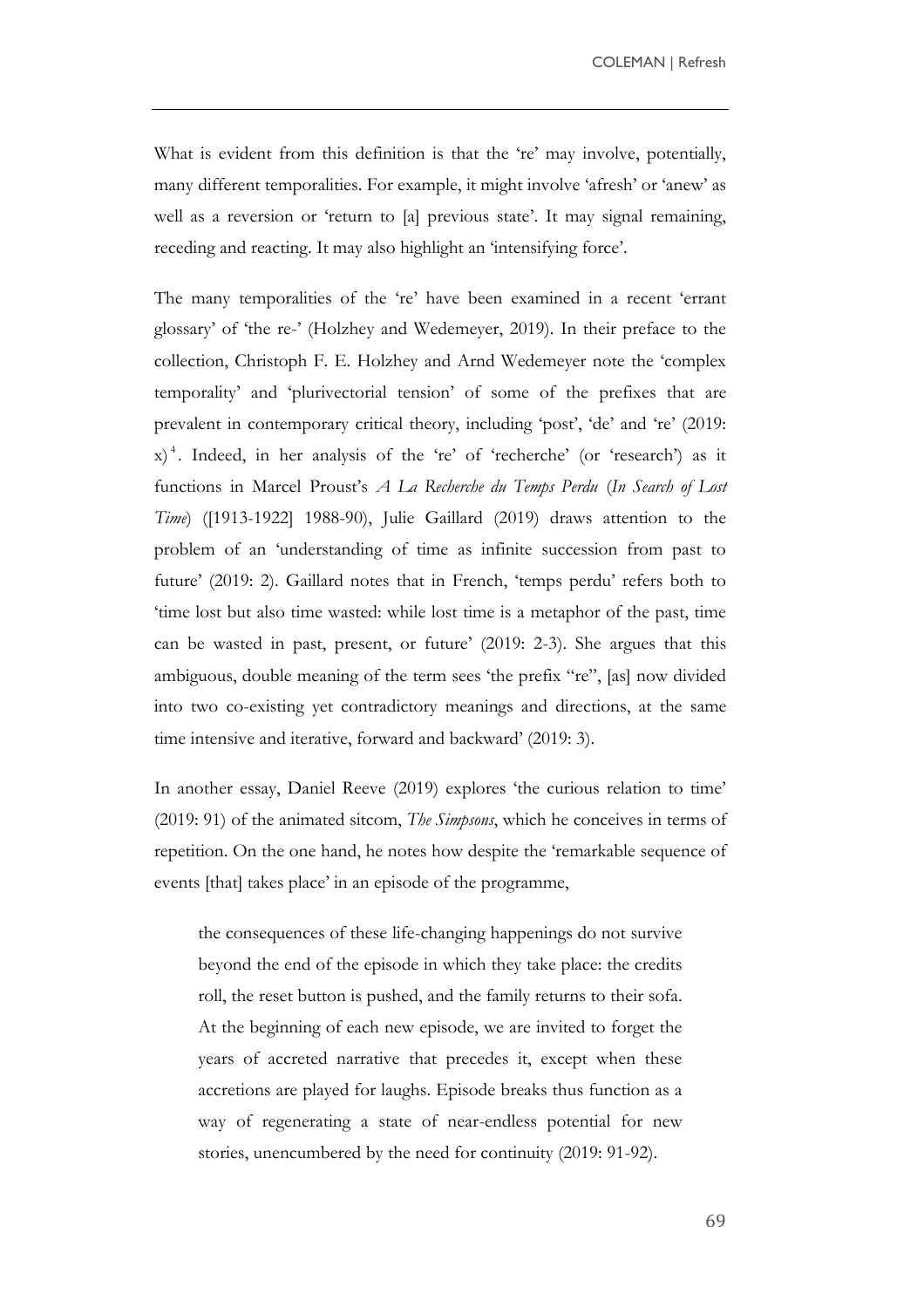What is evident from this definition is that the 're' may involve, potentially, many different temporalities. For example, it might involve 'afresh' or 'anew' as well as a reversion or 'return to [a] previous state'. It may signal remaining, receding and reacting. It may also highlight an 'intensifying force'.

The many temporalities of the 're' have been examined in a recent 'errant glossary' of 'the re-' (Holzhey and Wedemeyer, 2019). In their preface to the collection, Christoph F. E. Holzhey and Arnd Wedemeyer note the 'complex temporality' and 'plurivectorial tension' of some of the prefixes that are prevalent in contemporary critical theory, including 'post', 'de' and 're' (2019: x)[4]. Indeed, in her analysis of the 're' of 'recherche' (or 'research') as it functions in Marcel Proust's *A La Recherche du Temps Perdu* (*In Search of Lost Time*) ([1913-1922] 1988-90), Julie Gaillard (2019) draws attention to the problem of an 'understanding of time as infinite succession from past to future' (2019: 2). Gaillard notes that in French, 'temps perdu' refers both to 'time lost but also time wasted: while lost time is a metaphor of the past, time can be wasted in past, present, or future' (2019: 2-3). She argues that this ambiguous, double meaning of the term sees 'the prefix "re", [as] now divided into two co-existing yet contradictory meanings and directions, at the same time intensive and iterative, forward and backward' (2019: 3).

In another essay, Daniel Reeve (2019) explores 'the curious relation to time' (2019: 91) of the animated sitcom, *The Simpsons*, which he conceives in terms of repetition. On the one hand, he notes how despite the 'remarkable sequence of events [that] takes place' in an episode of the programme,

> the consequences of these life-changing happenings do not survive beyond the end of the episode in which they take place: the credits roll, the reset button is pushed, and the family returns to their sofa. At the beginning of each new episode, we are invited to forget the years of accreted narrative that precedes it, except when these accretions are played for laughs. Episode breaks thus function as a way of regenerating a state of near-endless potential for new stories, unencumbered by the need for continuity (2019: 91-92).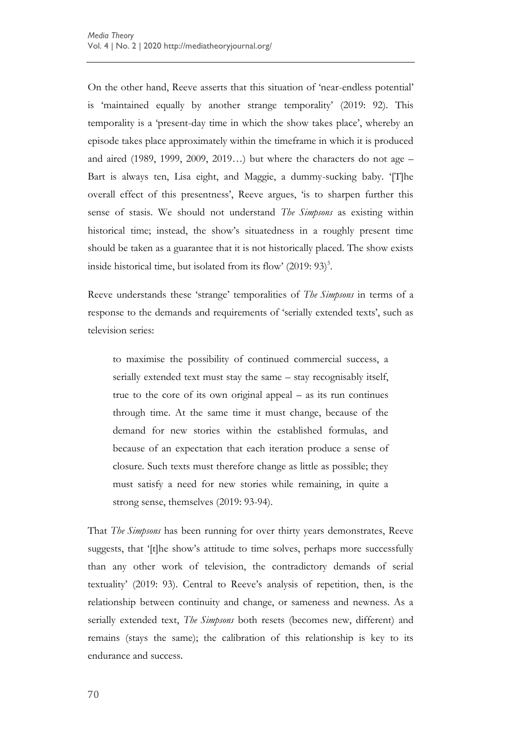On the other hand, Reeve asserts that this situation of 'near-endless potential' is 'maintained equally by another strange temporality' (2019: 92). This temporality is a 'present-day time in which the show takes place', whereby an episode takes place approximately within the timeframe in which it is produced and aired (1989, 1999, 2009, 2019…) but where the characters do not age – Bart is always ten, Lisa eight, and Maggie, a dummy-sucking baby. '[T]he overall effect of this presentness', Reeve argues, 'is to sharpen further this sense of stasis. We should not understand *The Simpsons* as existing within historical time; instead, the show's situatedness in a roughly present time should be taken as a guarantee that it is not historically placed. The show exists inside historical time, but isolated from its flow' (2019: 93)[5].

Reeve understands these 'strange' temporalities of *The Simpsons* in terms of a response to the demands and requirements of 'serially extended texts', such as television series:

> to maximise the possibility of continued commercial success, a serially extended text must stay the same – stay recognisably itself, true to the core of its own original appeal – as its run continues through time. At the same time it must change, because of the demand for new stories within the established formulas, and because of an expectation that each iteration produce a sense of closure. Such texts must therefore change as little as possible; they must satisfy a need for new stories while remaining, in quite a strong sense, themselves (2019: 93-94).

That *The Simpsons* has been running for over thirty years demonstrates, Reeve suggests, that '[t]he show's attitude to time solves, perhaps more successfully than any other work of television, the contradictory demands of serial textuality' (2019: 93). Central to Reeve's analysis of repetition, then, is the relationship between continuity and change, or sameness and newness. As a serially extended text, *The Simpsons* both resets (becomes new, different) and remains (stays the same); the calibration of this relationship is key to its endurance and success.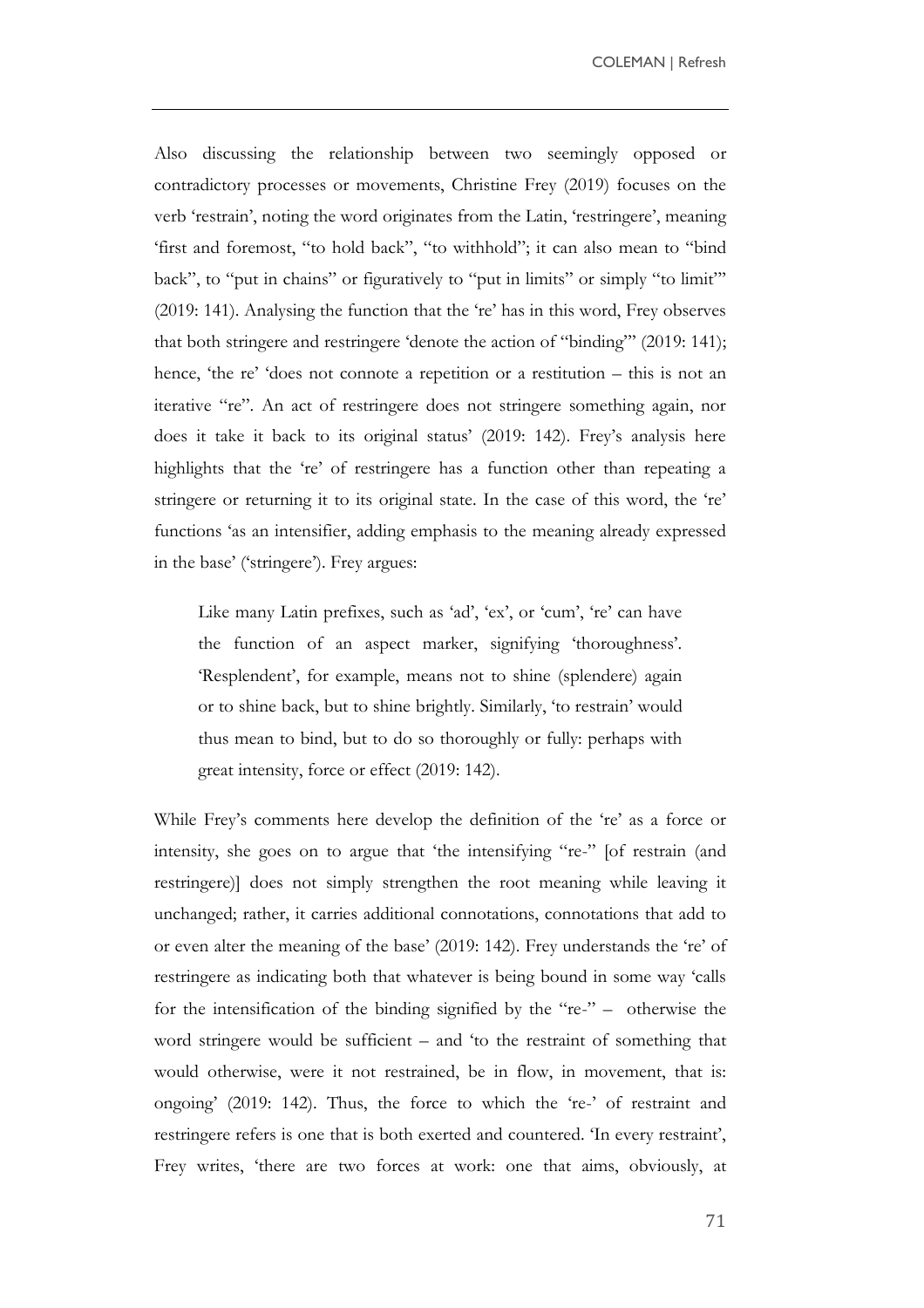Also discussing the relationship between two seemingly opposed or contradictory processes or movements, Christine Frey (2019) focuses on the verb 'restrain', noting the word originates from the Latin, 'restringere', meaning 'first and foremost, "to hold back", "to withhold"; it can also mean to "bind back", to "put in chains" or figuratively to "put in limits" or simply "to limit"' (2019: 141). Analysing the function that the 're' has in this word, Frey observes that both stringere and restringere 'denote the action of "binding"' (2019: 141); hence, 'the re' 'does not connote a repetition or a restitution – this is not an iterative "re". An act of restringere does not stringere something again, nor does it take it back to its original status' (2019: 142). Frey's analysis here highlights that the 're' of restringere has a function other than repeating a stringere or returning it to its original state. In the case of this word, the 're' functions 'as an intensifier, adding emphasis to the meaning already expressed in the base' ('stringere'). Frey argues:

> Like many Latin prefixes, such as 'ad', 'ex', or 'cum', 're' can have the function of an aspect marker, signifying 'thoroughness'. 'Resplendent', for example, means not to shine (splendere) again or to shine back, but to shine brightly. Similarly, 'to restrain' would thus mean to bind, but to do so thoroughly or fully: perhaps with great intensity, force or effect (2019: 142).

While Frey's comments here develop the definition of the 're' as a force or intensity, she goes on to argue that 'the intensifying "re-" [of restrain (and restringere)] does not simply strengthen the root meaning while leaving it unchanged; rather, it carries additional connotations, connotations that add to or even alter the meaning of the base' (2019: 142). Frey understands the 're' of restringere as indicating both that whatever is being bound in some way 'calls for the intensification of the binding signified by the "re-" – otherwise the word stringere would be sufficient – and 'to the restraint of something that would otherwise, were it not restrained, be in flow, in movement, that is: ongoing' (2019: 142). Thus, the force to which the 're-' of restraint and restringere refers is one that is both exerted and countered. 'In every restraint', Frey writes, 'there are two forces at work: one that aims, obviously, at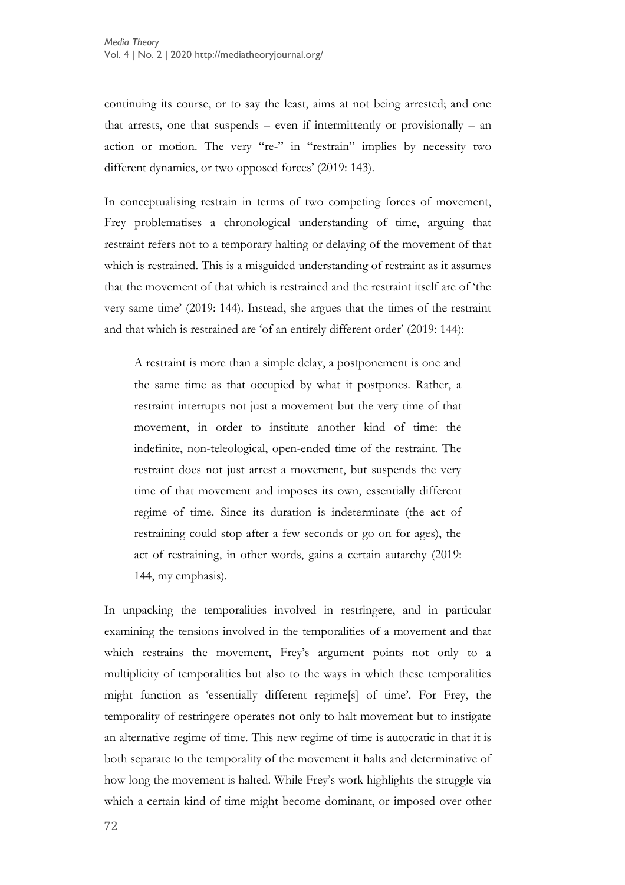continuing its course, or to say the least, aims at not being arrested; and one that arrests, one that suspends – even if intermittently or provisionally – an action or motion. The very "re-" in "restrain" implies by necessity two different dynamics, or two opposed forces' (2019: 143).

In conceptualising restrain in terms of two competing forces of movement, Frey problematises a chronological understanding of time, arguing that restraint refers not to a temporary halting or delaying of the movement of that which is restrained. This is a misguided understanding of restraint as it assumes that the movement of that which is restrained and the restraint itself are of 'the very same time' (2019: 144). Instead, she argues that the times of the restraint and that which is restrained are 'of an entirely different order' (2019: 144):

> A restraint is more than a simple delay, a postponement is one and the same time as that occupied by what it postpones. Rather, a restraint interrupts not just a movement but the very time of that movement, in order to institute another kind of time: the indefinite, non-teleological, open-ended time of the restraint. The restraint does not just arrest a movement, but suspends the very time of that movement and imposes its own, essentially different regime of time. Since its duration is indeterminate (the act of restraining could stop after a few seconds or go on for ages), the act of restraining, in other words, gains a certain autarchy (2019: 144, my emphasis).

In unpacking the temporalities involved in restringere, and in particular examining the tensions involved in the temporalities of a movement and that which restrains the movement, Frey's argument points not only to a multiplicity of temporalities but also to the ways in which these temporalities might function as 'essentially different regime[s] of time'. For Frey, the temporality of restringere operates not only to halt movement but to instigate an alternative regime of time. This new regime of time is autocratic in that it is both separate to the temporality of the movement it halts and determinative of how long the movement is halted. While Frey's work highlights the struggle via which a certain kind of time might become dominant, or imposed over other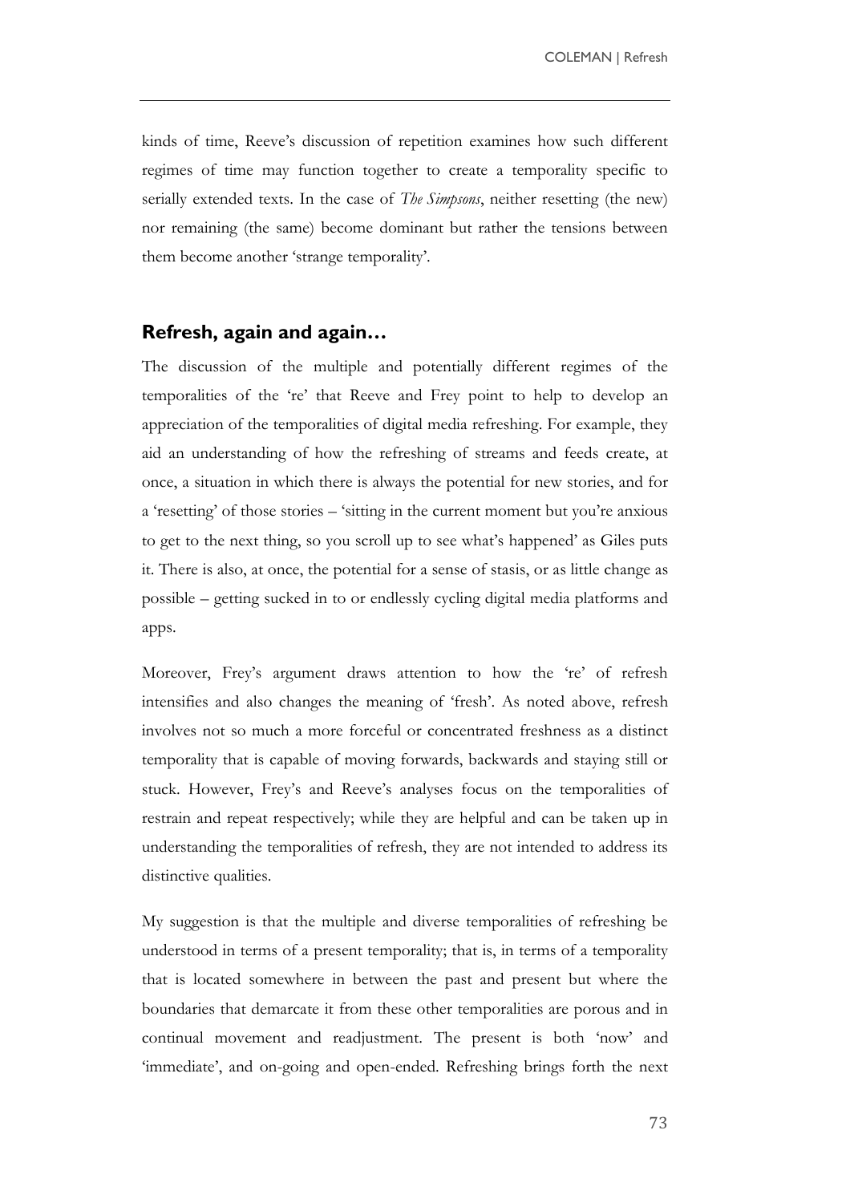kinds of time, Reeve's discussion of repetition examines how such different regimes of time may function together to create a temporality specific to serially extended texts. In the case of *The Simpsons*, neither resetting (the new) nor remaining (the same) become dominant but rather the tensions between them become another 'strange temporality'.

## Refresh, again and again…

The discussion of the multiple and potentially different regimes of the temporalities of the 're' that Reeve and Frey point to help to develop an appreciation of the temporalities of digital media refreshing. For example, they aid an understanding of how the refreshing of streams and feeds create, at once, a situation in which there is always the potential for new stories, and for a 'resetting' of those stories – 'sitting in the current moment but you're anxious to get to the next thing, so you scroll up to see what's happened' as Giles puts it. There is also, at once, the potential for a sense of stasis, or as little change as possible – getting sucked in to or endlessly cycling digital media platforms and apps.

Moreover, Frey's argument draws attention to how the 're' of refresh intensifies and also changes the meaning of 'fresh'. As noted above, refresh involves not so much a more forceful or concentrated freshness as a distinct temporality that is capable of moving forwards, backwards and staying still or stuck. However, Frey's and Reeve's analyses focus on the temporalities of restrain and repeat respectively; while they are helpful and can be taken up in understanding the temporalities of refresh, they are not intended to address its distinctive qualities.

My suggestion is that the multiple and diverse temporalities of refreshing be understood in terms of a present temporality; that is, in terms of a temporality that is located somewhere in between the past and present but where the boundaries that demarcate it from these other temporalities are porous and in continual movement and readjustment. The present is both 'now' and 'immediate', and on-going and open-ended. Refreshing brings forth the next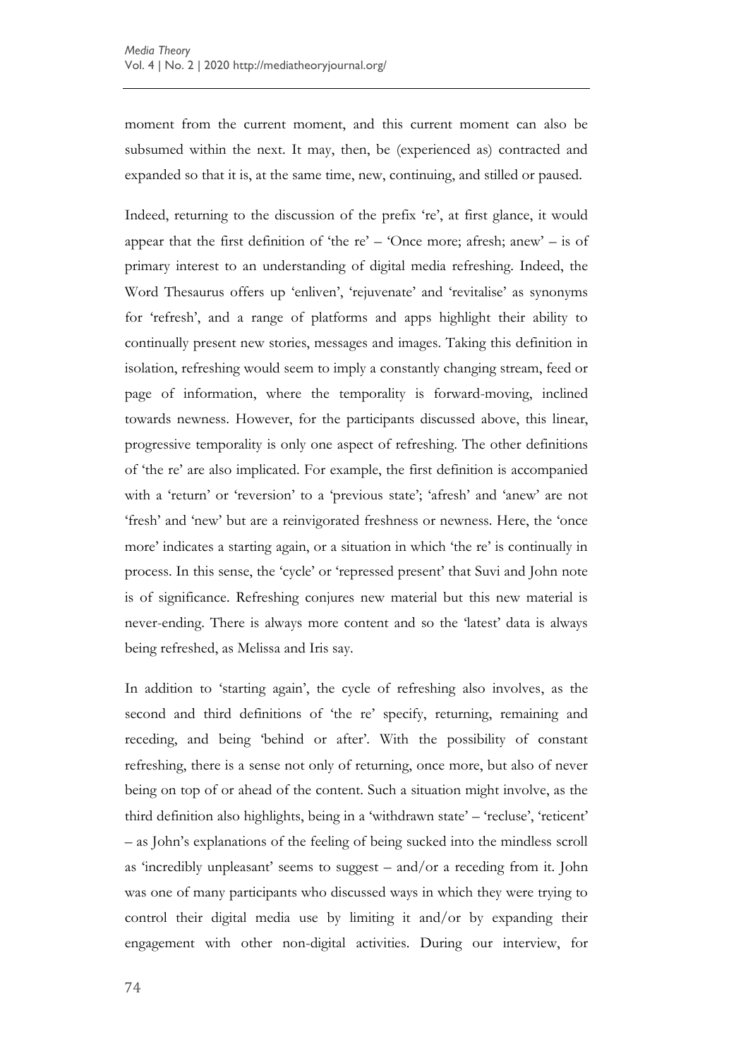moment from the current moment, and this current moment can also be subsumed within the next. It may, then, be (experienced as) contracted and expanded so that it is, at the same time, new, continuing, and stilled or paused.

Indeed, returning to the discussion of the prefix 're', at first glance, it would appear that the first definition of 'the re' – 'Once more; afresh; anew' – is of primary interest to an understanding of digital media refreshing. Indeed, the Word Thesaurus offers up 'enliven', 'rejuvenate' and 'revitalise' as synonyms for 'refresh', and a range of platforms and apps highlight their ability to continually present new stories, messages and images. Taking this definition in isolation, refreshing would seem to imply a constantly changing stream, feed or page of information, where the temporality is forward-moving, inclined towards newness. However, for the participants discussed above, this linear, progressive temporality is only one aspect of refreshing. The other definitions of 'the re' are also implicated. For example, the first definition is accompanied with a 'return' or 'reversion' to a 'previous state'; 'afresh' and 'anew' are not 'fresh' and 'new' but are a reinvigorated freshness or newness. Here, the 'once more' indicates a starting again, or a situation in which 'the re' is continually in process. In this sense, the 'cycle' or 'repressed present' that Suvi and John note is of significance. Refreshing conjures new material but this new material is never-ending. There is always more content and so the 'latest' data is always being refreshed, as Melissa and Iris say.

In addition to 'starting again', the cycle of refreshing also involves, as the second and third definitions of 'the re' specify, returning, remaining and receding, and being 'behind or after'. With the possibility of constant refreshing, there is a sense not only of returning, once more, but also of never being on top of or ahead of the content. Such a situation might involve, as the third definition also highlights, being in a 'withdrawn state' – 'recluse', 'reticent' – as John's explanations of the feeling of being sucked into the mindless scroll as 'incredibly unpleasant' seems to suggest – and/or a receding from it. John was one of many participants who discussed ways in which they were trying to control their digital media use by limiting it and/or by expanding their engagement with other non-digital activities. During our interview, for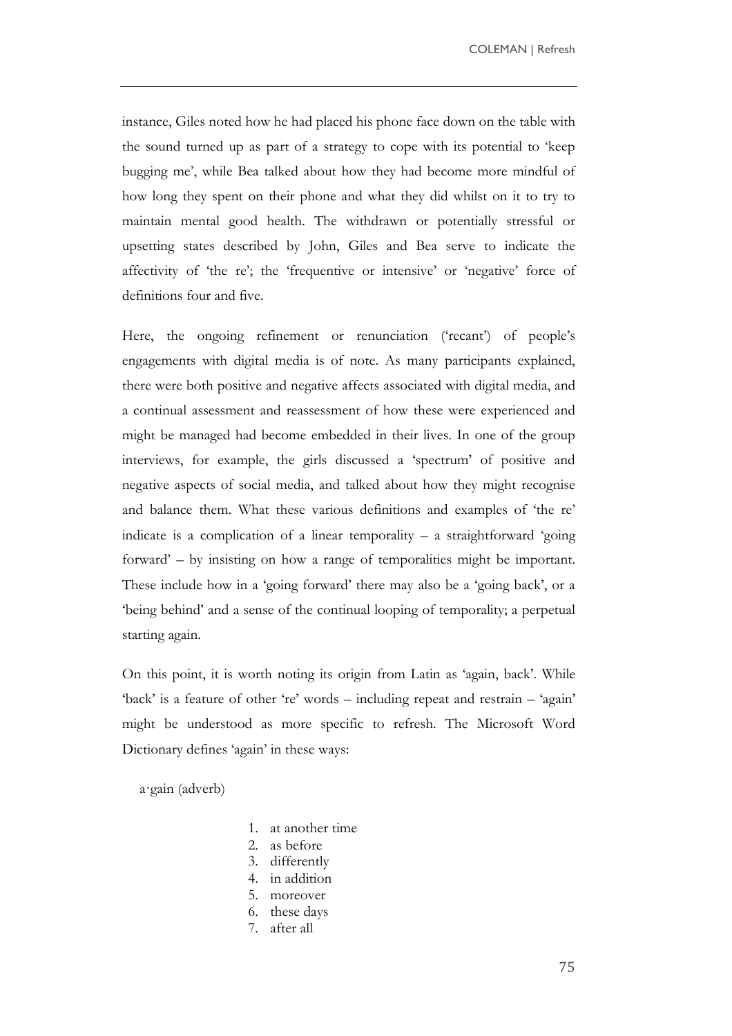instance, Giles noted how he had placed his phone face down on the table with the sound turned up as part of a strategy to cope with its potential to 'keep bugging me', while Bea talked about how they had become more mindful of how long they spent on their phone and what they did whilst on it to try to maintain mental good health. The withdrawn or potentially stressful or upsetting states described by John, Giles and Bea serve to indicate the affectivity of 'the re'; the 'frequentive or intensive' or 'negative' force of definitions four and five.

Here, the ongoing refinement or renunciation ('recant') of people's engagements with digital media is of note. As many participants explained, there were both positive and negative affects associated with digital media, and a continual assessment and reassessment of how these were experienced and might be managed had become embedded in their lives. In one of the group interviews, for example, the girls discussed a 'spectrum' of positive and negative aspects of social media, and talked about how they might recognise and balance them. What these various definitions and examples of 'the re' indicate is a complication of a linear temporality – a straightforward 'going forward' – by insisting on how a range of temporalities might be important. These include how in a 'going forward' there may also be a 'going back', or a 'being behind' and a sense of the continual looping of temporality; a perpetual starting again.

On this point, it is worth noting its origin from Latin as 'again, back'. While 'back' is a feature of other 're' words – including repeat and restrain – 'again' might be understood as more specific to refresh. The Microsoft Word Dictionary defines 'again' in these ways:

a·gain (adverb)

1. at another time
2. as before
3. differently
4. in addition
5. moreover
6. these days
7. after all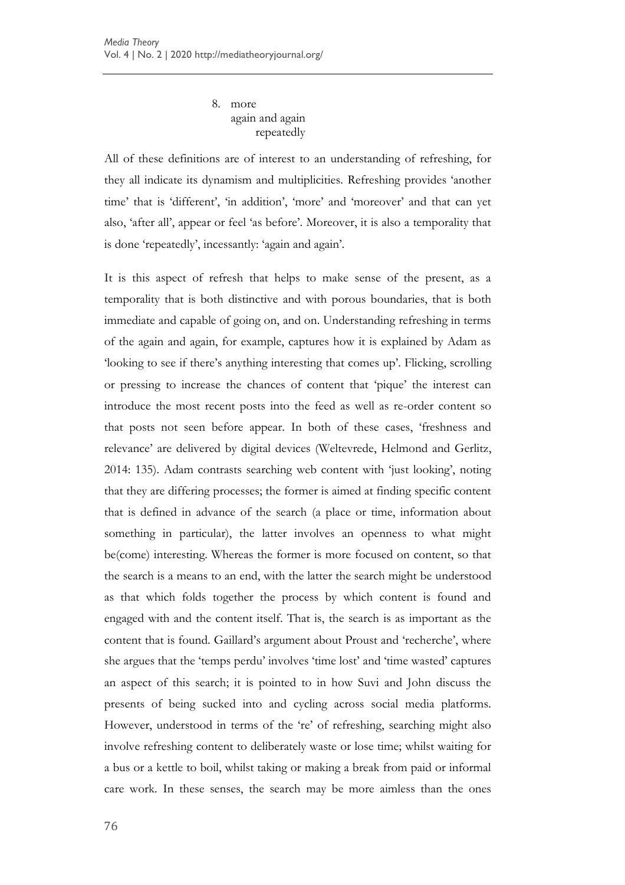8. more
   again and again
   repeatedly

All of these definitions are of interest to an understanding of refreshing, for they all indicate its dynamism and multiplicities. Refreshing provides 'another time' that is 'different', 'in addition', 'more' and 'moreover' and that can yet also, 'after all', appear or feel 'as before'. Moreover, it is also a temporality that is done 'repeatedly', incessantly: 'again and again'.

It is this aspect of refresh that helps to make sense of the present, as a temporality that is both distinctive and with porous boundaries, that is both immediate and capable of going on, and on. Understanding refreshing in terms of the again and again, for example, captures how it is explained by Adam as 'looking to see if there's anything interesting that comes up'. Flicking, scrolling or pressing to increase the chances of content that 'pique' the interest can introduce the most recent posts into the feed as well as re-order content so that posts not seen before appear. In both of these cases, 'freshness and relevance' are delivered by digital devices (Weltevrede, Helmond and Gerlitz, 2014: 135). Adam contrasts searching web content with 'just looking', noting that they are differing processes; the former is aimed at finding specific content that is defined in advance of the search (a place or time, information about something in particular), the latter involves an openness to what might be(come) interesting. Whereas the former is more focused on content, so that the search is a means to an end, with the latter the search might be understood as that which folds together the process by which content is found and engaged with and the content itself. That is, the search is as important as the content that is found. Gaillard's argument about Proust and 'recherche', where she argues that the 'temps perdu' involves 'time lost' and 'time wasted' captures an aspect of this search; it is pointed to in how Suvi and John discuss the presents of being sucked into and cycling across social media platforms. However, understood in terms of the 're' of refreshing, searching might also involve refreshing content to deliberately waste or lose time; whilst waiting for a bus or a kettle to boil, whilst taking or making a break from paid or informal care work. In these senses, the search may be more aimless than the ones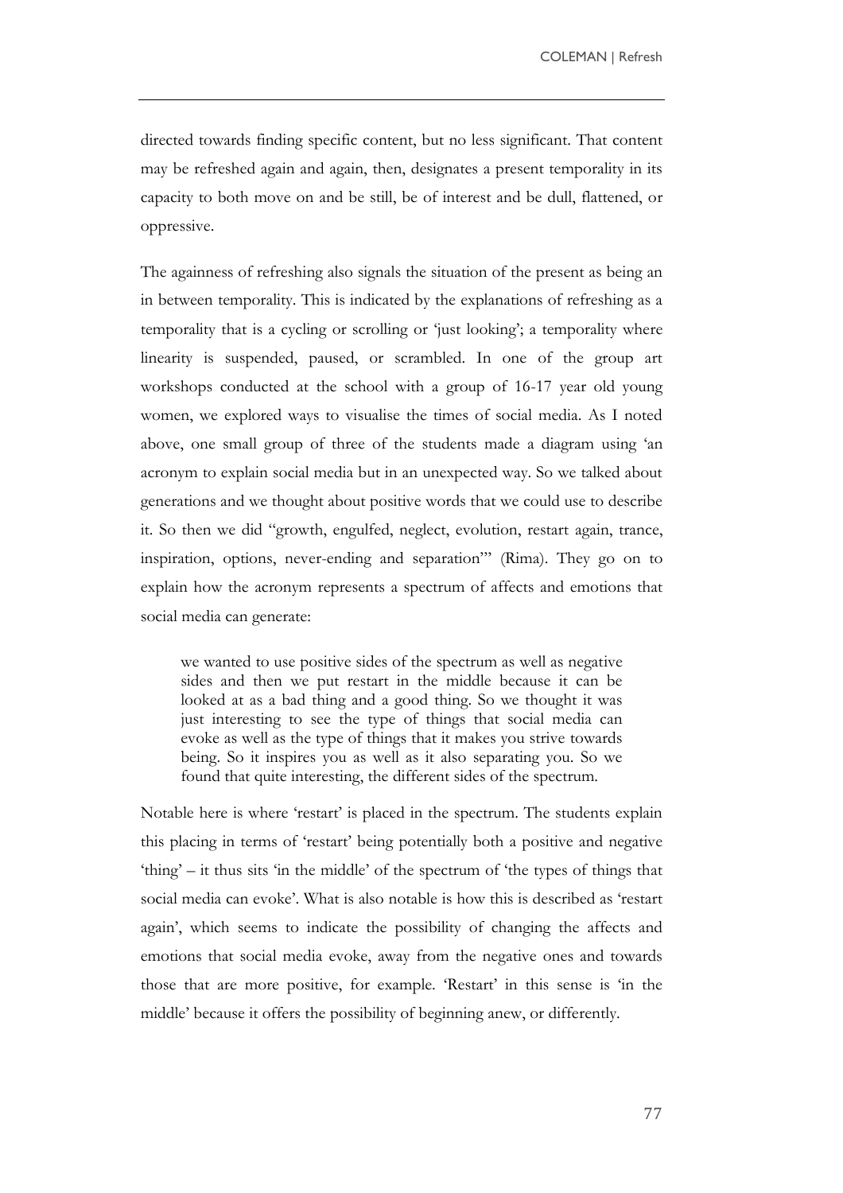directed towards finding specific content, but no less significant. That content may be refreshed again and again, then, designates a present temporality in its capacity to both move on and be still, be of interest and be dull, flattened, or oppressive.

The againness of refreshing also signals the situation of the present as being an in between temporality. This is indicated by the explanations of refreshing as a temporality that is a cycling or scrolling or 'just looking'; a temporality where linearity is suspended, paused, or scrambled. In one of the group art workshops conducted at the school with a group of 16-17 year old young women, we explored ways to visualise the times of social media. As I noted above, one small group of three of the students made a diagram using 'an acronym to explain social media but in an unexpected way. So we talked about generations and we thought about positive words that we could use to describe it. So then we did "growth, engulfed, neglect, evolution, restart again, trance, inspiration, options, never-ending and separation"' (Rima). They go on to explain how the acronym represents a spectrum of affects and emotions that social media can generate:

> we wanted to use positive sides of the spectrum as well as negative sides and then we put restart in the middle because it can be looked at as a bad thing and a good thing. So we thought it was just interesting to see the type of things that social media can evoke as well as the type of things that it makes you strive towards being. So it inspires you as well as it also separating you. So we found that quite interesting, the different sides of the spectrum.

Notable here is where 'restart' is placed in the spectrum. The students explain this placing in terms of 'restart' being potentially both a positive and negative 'thing' – it thus sits 'in the middle' of the spectrum of 'the types of things that social media can evoke'. What is also notable is how this is described as 'restart again', which seems to indicate the possibility of changing the affects and emotions that social media evoke, away from the negative ones and towards those that are more positive, for example. 'Restart' in this sense is 'in the middle' because it offers the possibility of beginning anew, or differently.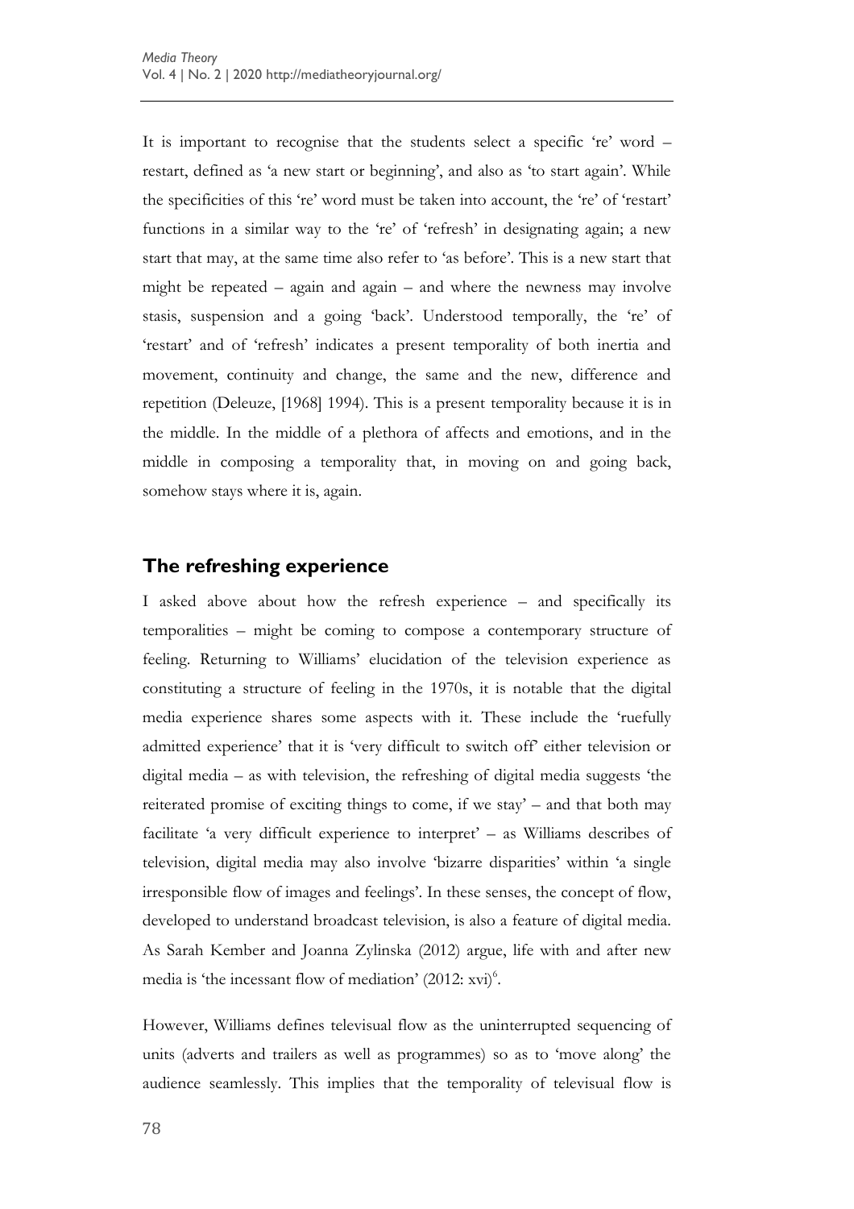It is important to recognise that the students select a specific 're' word – restart, defined as 'a new start or beginning', and also as 'to start again'. While the specificities of this 're' word must be taken into account, the 're' of 'restart' functions in a similar way to the 're' of 'refresh' in designating again; a new start that may, at the same time also refer to 'as before'. This is a new start that might be repeated – again and again – and where the newness may involve stasis, suspension and a going 'back'. Understood temporally, the 're' of 'restart' and of 'refresh' indicates a present temporality of both inertia and movement, continuity and change, the same and the new, difference and repetition (Deleuze, [1968] 1994). This is a present temporality because it is in the middle. In the middle of a plethora of affects and emotions, and in the middle in composing a temporality that, in moving on and going back, somehow stays where it is, again.

## The refreshing experience

I asked above about how the refresh experience – and specifically its temporalities – might be coming to compose a contemporary structure of feeling. Returning to Williams' elucidation of the television experience as constituting a structure of feeling in the 1970s, it is notable that the digital media experience shares some aspects with it. These include the 'ruefully admitted experience' that it is 'very difficult to switch off' either television or digital media – as with television, the refreshing of digital media suggests 'the reiterated promise of exciting things to come, if we stay' – and that both may facilitate 'a very difficult experience to interpret' – as Williams describes of television, digital media may also involve 'bizarre disparities' within 'a single irresponsible flow of images and feelings'. In these senses, the concept of flow, developed to understand broadcast television, is also a feature of digital media. As Sarah Kember and Joanna Zylinska (2012) argue, life with and after new media is 'the incessant flow of mediation' (2012: xvi)[6].

However, Williams defines televisual flow as the uninterrupted sequencing of units (adverts and trailers as well as programmes) so as to 'move along' the audience seamlessly. This implies that the temporality of televisual flow is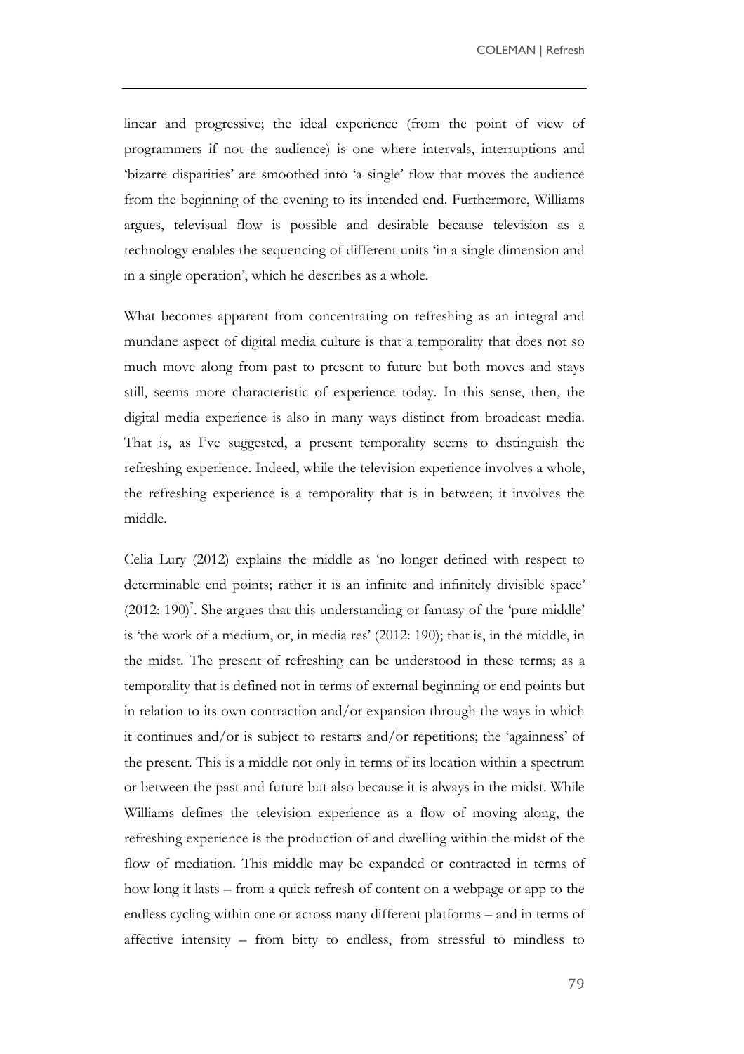linear and progressive; the ideal experience (from the point of view of programmers if not the audience) is one where intervals, interruptions and 'bizarre disparities' are smoothed into 'a single' flow that moves the audience from the beginning of the evening to its intended end. Furthermore, Williams argues, televisual flow is possible and desirable because television as a technology enables the sequencing of different units 'in a single dimension and in a single operation', which he describes as a whole.

What becomes apparent from concentrating on refreshing as an integral and mundane aspect of digital media culture is that a temporality that does not so much move along from past to present to future but both moves and stays still, seems more characteristic of experience today. In this sense, then, the digital media experience is also in many ways distinct from broadcast media. That is, as I've suggested, a present temporality seems to distinguish the refreshing experience. Indeed, while the television experience involves a whole, the refreshing experience is a temporality that is in between; it involves the middle.

Celia Lury (2012) explains the middle as 'no longer defined with respect to determinable end points; rather it is an infinite and infinitely divisible space' (2012: 190)[7]. She argues that this understanding or fantasy of the 'pure middle' is 'the work of a medium, or, in media res' (2012: 190); that is, in the middle, in the midst. The present of refreshing can be understood in these terms; as a temporality that is defined not in terms of external beginning or end points but in relation to its own contraction and/or expansion through the ways in which it continues and/or is subject to restarts and/or repetitions; the 'againness' of the present. This is a middle not only in terms of its location within a spectrum or between the past and future but also because it is always in the midst. While Williams defines the television experience as a flow of moving along, the refreshing experience is the production of and dwelling within the midst of the flow of mediation. This middle may be expanded or contracted in terms of how long it lasts – from a quick refresh of content on a webpage or app to the endless cycling within one or across many different platforms – and in terms of affective intensity – from bitty to endless, from stressful to mindless to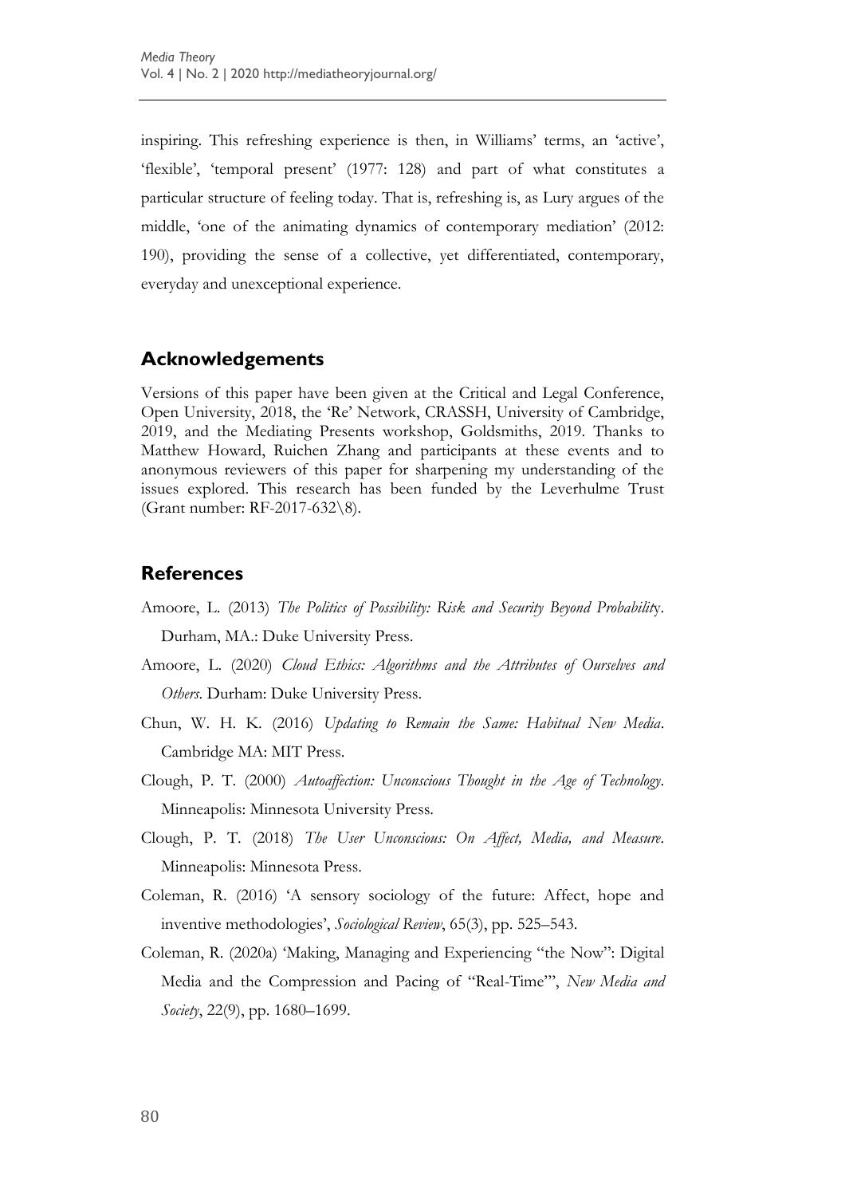inspiring. This refreshing experience is then, in Williams' terms, an 'active', 'flexible', 'temporal present' (1977: 128) and part of what constitutes a particular structure of feeling today. That is, refreshing is, as Lury argues of the middle, 'one of the animating dynamics of contemporary mediation' (2012: 190), providing the sense of a collective, yet differentiated, contemporary, everyday and unexceptional experience.

## Acknowledgements

Versions of this paper have been given at the Critical and Legal Conference, Open University, 2018, the 'Re' Network, CRASSH, University of Cambridge, 2019, and the Mediating Presents workshop, Goldsmiths, 2019. Thanks to Matthew Howard, Ruichen Zhang and participants at these events and to anonymous reviewers of this paper for sharpening my understanding of the issues explored. This research has been funded by the Leverhulme Trust (Grant number: RF-2017-632\8).

## References

Amoore, L. (2013) *The Politics of Possibility: Risk and Security Beyond Probability*. Durham, MA.: Duke University Press.

Amoore, L. (2020) *Cloud Ethics: Algorithms and the Attributes of Ourselves and Others*. Durham: Duke University Press.

Chun, W. H. K. (2016) *Updating to Remain the Same: Habitual New Media*. Cambridge MA: MIT Press.

Clough, P. T. (2000) *Autoaffection: Unconscious Thought in the Age of Technology*. Minneapolis: Minnesota University Press.

Clough, P. T. (2018) *The User Unconscious: On Affect, Media, and Measure*. Minneapolis: Minnesota Press.

Coleman, R. (2016) 'A sensory sociology of the future: Affect, hope and inventive methodologies', *Sociological Review*, 65(3), pp. 525–543.

Coleman, R. (2020a) 'Making, Managing and Experiencing "the Now": Digital Media and the Compression and Pacing of "Real-Time"', *New Media and Society*, 22(9), pp. 1680–1699.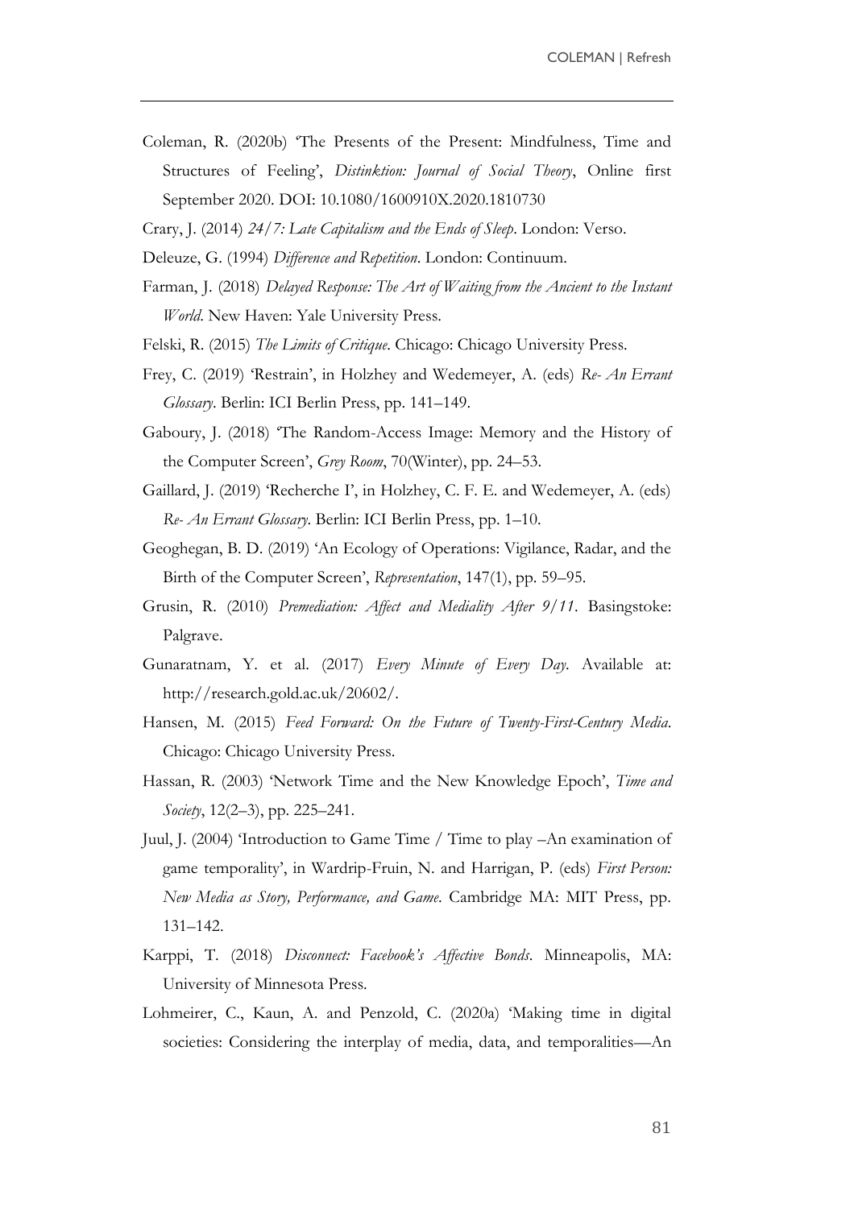Coleman, R. (2020b) 'The Presents of the Present: Mindfulness, Time and Structures of Feeling', *Distinktion: Journal of Social Theory*, Online first September 2020. DOI: 10.1080/1600910X.2020.1810730

Crary, J. (2014) *24/7: Late Capitalism and the Ends of Sleep*. London: Verso.

Deleuze, G. (1994) *Difference and Repetition*. London: Continuum.

Farman, J. (2018) *Delayed Response: The Art of Waiting from the Ancient to the Instant World*. New Haven: Yale University Press.

Felski, R. (2015) *The Limits of Critique*. Chicago: Chicago University Press.

Frey, C. (2019) 'Restrain', in Holzhey and Wedemeyer, A. (eds) *Re- An Errant Glossary*. Berlin: ICI Berlin Press, pp. 141–149.

Gaboury, J. (2018) 'The Random-Access Image: Memory and the History of the Computer Screen', *Grey Room*, 70(Winter), pp. 24–53.

Gaillard, J. (2019) 'Recherche I', in Holzhey, C. F. E. and Wedemeyer, A. (eds) *Re- An Errant Glossary*. Berlin: ICI Berlin Press, pp. 1–10.

Geoghegan, B. D. (2019) 'An Ecology of Operations: Vigilance, Radar, and the Birth of the Computer Screen', *Representation*, 147(1), pp. 59–95.

Grusin, R. (2010) *Premediation: Affect and Mediality After 9/11*. Basingstoke: Palgrave.

Gunaratnam, Y. et al. (2017) *Every Minute of Every Day*. Available at: http://research.gold.ac.uk/20602/.

Hansen, M. (2015) *Feed Forward: On the Future of Twenty-First-Century Media*. Chicago: Chicago University Press.

Hassan, R. (2003) 'Network Time and the New Knowledge Epoch', *Time and Society*, 12(2–3), pp. 225–241.

Juul, J. (2004) 'Introduction to Game Time / Time to play –An examination of game temporality', in Wardrip-Fruin, N. and Harrigan, P. (eds) *First Person: New Media as Story, Performance, and Game*. Cambridge MA: MIT Press, pp. 131–142.

Karppi, T. (2018) *Disconnect: Facebook's Affective Bonds*. Minneapolis, MA: University of Minnesota Press.

Lohmeirer, C., Kaun, A. and Penzold, C. (2020a) 'Making time in digital societies: Considering the interplay of media, data, and temporalities—An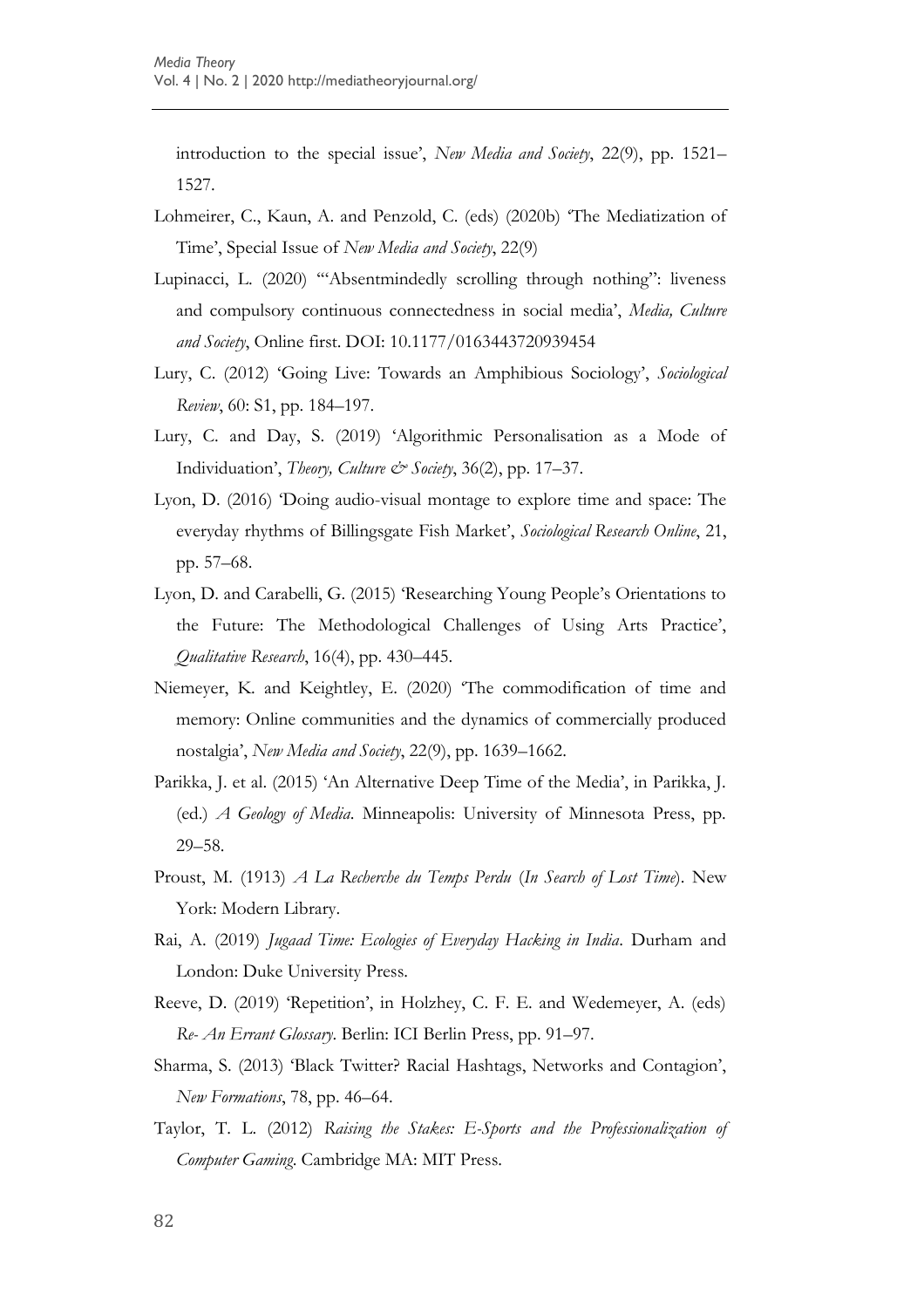introduction to the special issue', *New Media and Society*, 22(9), pp. 1521–1527.

Lohmeirer, C., Kaun, A. and Penzold, C. (eds) (2020b) 'The Mediatization of Time', Special Issue of *New Media and Society*, 22(9)

Lupinacci, L. (2020) '"Absentmindedly scrolling through nothing": liveness and compulsory continuous connectedness in social media', *Media, Culture and Society*, Online first. DOI: 10.1177/0163443720939454

Lury, C. (2012) 'Going Live: Towards an Amphibious Sociology', *Sociological Review*, 60: S1, pp. 184–197.

Lury, C. and Day, S. (2019) 'Algorithmic Personalisation as a Mode of Individuation', *Theory, Culture & Society*, 36(2), pp. 17–37.

Lyon, D. (2016) 'Doing audio-visual montage to explore time and space: The everyday rhythms of Billingsgate Fish Market', *Sociological Research Online*, 21, pp. 57–68.

Lyon, D. and Carabelli, G. (2015) 'Researching Young People's Orientations to the Future: The Methodological Challenges of Using Arts Practice', *Qualitative Research*, 16(4), pp. 430–445.

Niemeyer, K. and Keightley, E. (2020) 'The commodification of time and memory: Online communities and the dynamics of commercially produced nostalgia', *New Media and Society*, 22(9), pp. 1639–1662.

Parikka, J. et al. (2015) 'An Alternative Deep Time of the Media', in Parikka, J. (ed.) *A Geology of Media*. Minneapolis: University of Minnesota Press, pp. 29–58.

Proust, M. (1913) *A La Recherche du Temps Perdu* (*In Search of Lost Time*). New York: Modern Library.

Rai, A. (2019) *Jugaad Time: Ecologies of Everyday Hacking in India*. Durham and London: Duke University Press.

Reeve, D. (2019) 'Repetition', in Holzhey, C. F. E. and Wedemeyer, A. (eds) *Re- An Errant Glossary*. Berlin: ICI Berlin Press, pp. 91–97.

Sharma, S. (2013) 'Black Twitter? Racial Hashtags, Networks and Contagion', *New Formations*, 78, pp. 46–64.

Taylor, T. L. (2012) *Raising the Stakes: E-Sports and the Professionalization of Computer Gaming*. Cambridge MA: MIT Press.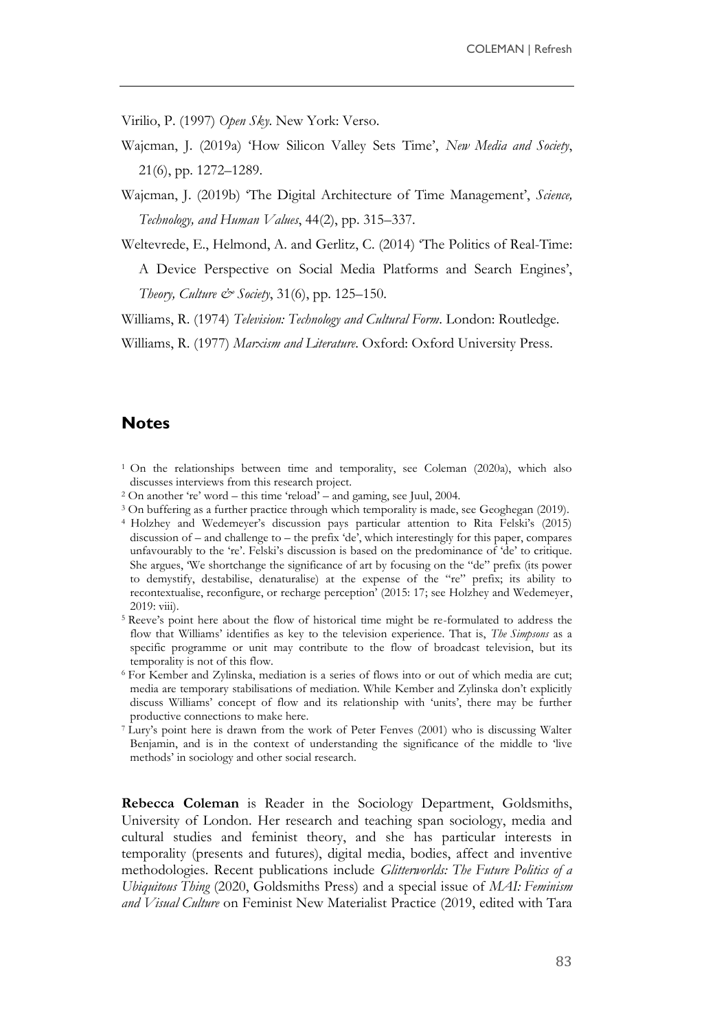Virilio, P. (1997) *Open Sky*. New York: Verso.

Wajcman, J. (2019a) 'How Silicon Valley Sets Time', *New Media and Society*, 21(6), pp. 1272–1289.

Wajcman, J. (2019b) 'The Digital Architecture of Time Management', *Science, Technology, and Human Values*, 44(2), pp. 315–337.

Weltevrede, E., Helmond, A. and Gerlitz, C. (2014) 'The Politics of Real-Time: A Device Perspective on Social Media Platforms and Search Engines', *Theory, Culture & Society*, 31(6), pp. 125–150.

Williams, R. (1974) *Television: Technology and Cultural Form*. London: Routledge.

Williams, R. (1977) *Marxism and Literature*. Oxford: Oxford University Press.

## Notes

[1] On the relationships between time and temporality, see Coleman (2020a), which also discusses interviews from this research project.

[2] On another 're' word – this time 'reload' – and gaming, see Juul, 2004.

[3] On buffering as a further practice through which temporality is made, see Geoghegan (2019).

[4] Holzhey and Wedemeyer's discussion pays particular attention to Rita Felski's (2015) discussion of – and challenge to – the prefix 'de', which interestingly for this paper, compares unfavourably to the 're'. Felski's discussion is based on the predominance of 'de' to critique. She argues, 'We shortchange the significance of art by focusing on the "de" prefix (its power to demystify, destabilise, denaturalise) at the expense of the "re" prefix; its ability to recontextualise, reconfigure, or recharge perception' (2015: 17; see Holzhey and Wedemeyer, 2019: viii).

[5] Reeve's point here about the flow of historical time might be re-formulated to address the flow that Williams' identifies as key to the television experience. That is, *The Simpsons* as a specific programme or unit may contribute to the flow of broadcast television, but its temporality is not of this flow.

[6] For Kember and Zylinska, mediation is a series of flows into or out of which media are cut; media are temporary stabilisations of mediation. While Kember and Zylinska don't explicitly discuss Williams' concept of flow and its relationship with 'units', there may be further productive connections to make here.

[7] Lury's point here is drawn from the work of Peter Fenves (2001) who is discussing Walter Benjamin, and is in the context of understanding the significance of the middle to 'live methods' in sociology and other social research.

**Rebecca Coleman** is Reader in the Sociology Department, Goldsmiths, University of London. Her research and teaching span sociology, media and cultural studies and feminist theory, and she has particular interests in temporality (presents and futures), digital media, bodies, affect and inventive methodologies. Recent publications include *Glitterworlds: The Future Politics of a Ubiquitous Thing* (2020, Goldsmiths Press) and a special issue of *MAI: Feminism and Visual Culture* on Feminist New Materialist Practice (2019, edited with Tara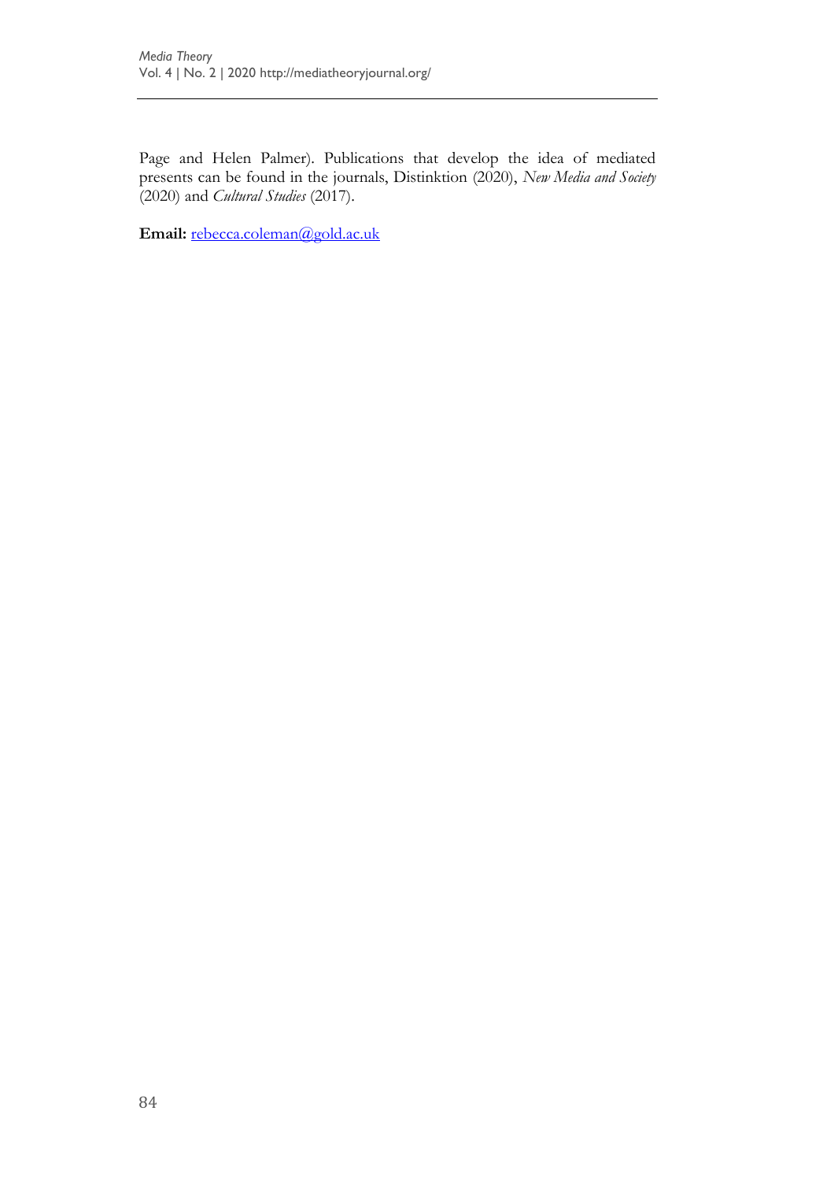Page and Helen Palmer). Publications that develop the idea of mediated presents can be found in the journals, Distinktion (2020), *New Media and Society* (2020) and *Cultural Studies* (2017).

**Email:** rebecca.coleman@gold.ac.uk